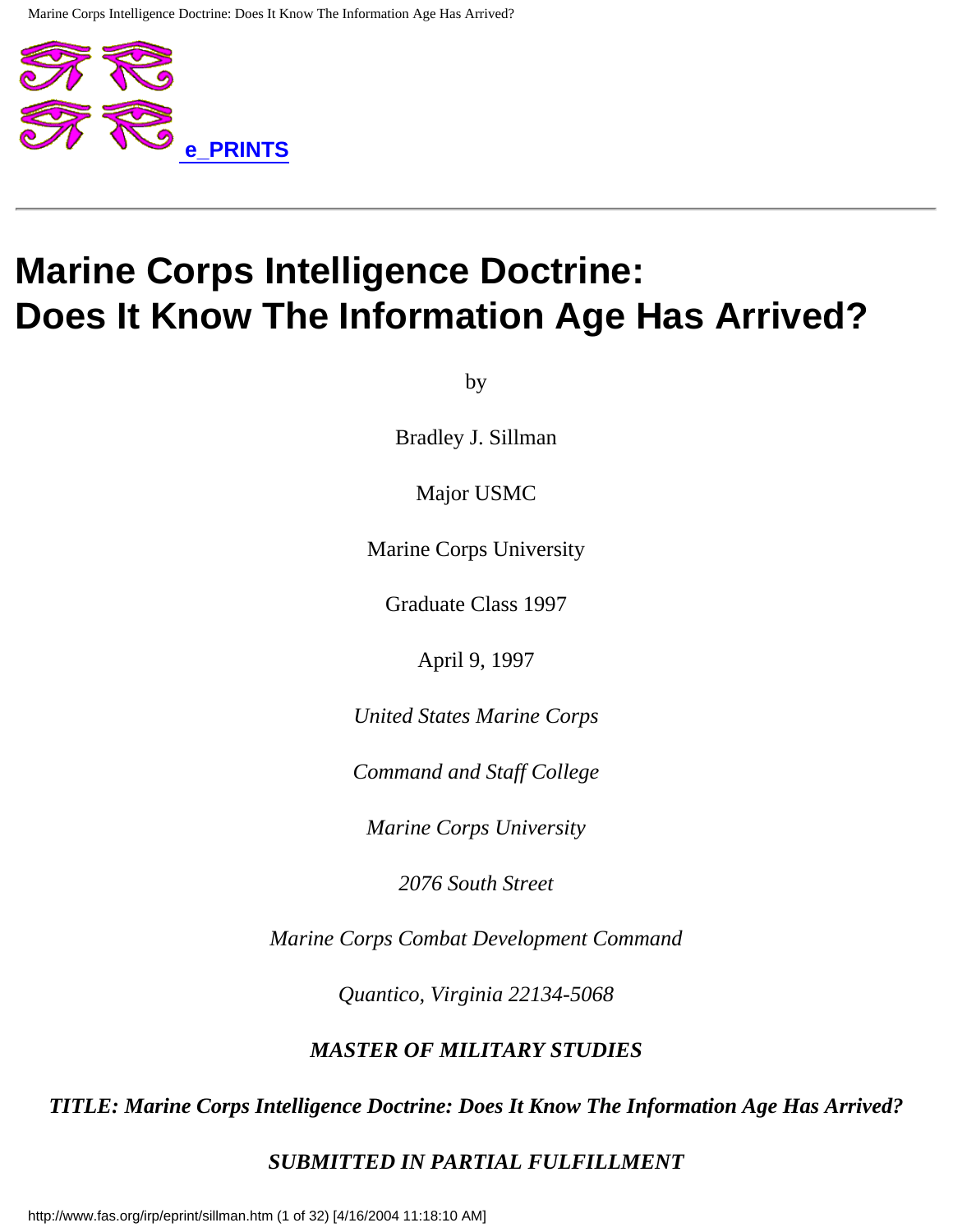**e_PRINTS**

---

# Marine Corps Intelligence Doctrine: Does It Know The Information Age Has Arrived?

by

Bradley J. Sillman

Major USMC

Marine Corps University

Graduate Class 1997

April 9, 1997

*United States Marine Corps*

*Command and Staff College*

*Marine Corps University*

*2076 South Street*

*Marine Corps Combat Development Command*

*Quantico, Virginia 22134-5068*

***MASTER OF MILITARY STUDIES***

***TITLE: Marine Corps Intelligence Doctrine: Does It Know The Information Age Has Arrived?***

***SUBMITTED IN PARTIAL FULFILLMENT***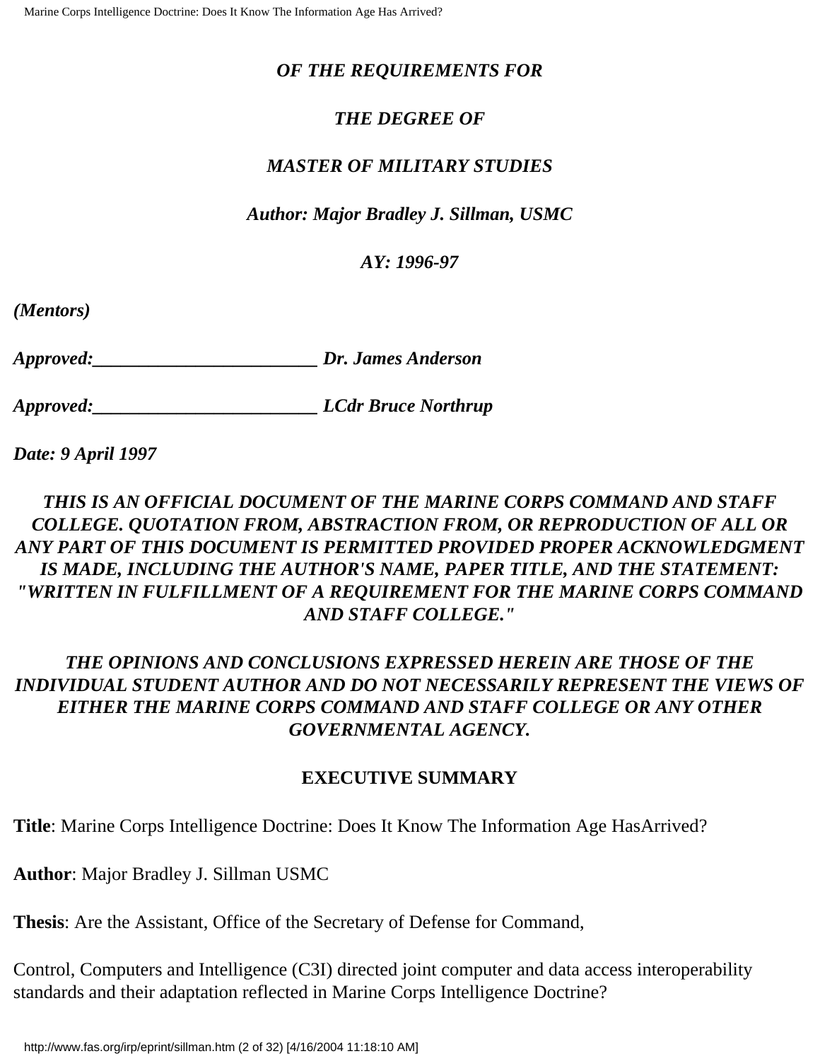***OF THE REQUIREMENTS FOR***

***THE DEGREE OF***

***MASTER OF MILITARY STUDIES***

***Author: Major Bradley J. Sillman, USMC***

***AY: 1996-97***

***(Mentors)***

***Approved:________________________ Dr. James Anderson***

***Approved:________________________ LCdr Bruce Northrup***

***Date: 9 April 1997***

***THIS IS AN OFFICIAL DOCUMENT OF THE MARINE CORPS COMMAND AND STAFF COLLEGE. QUOTATION FROM, ABSTRACTION FROM, OR REPRODUCTION OF ALL OR ANY PART OF THIS DOCUMENT IS PERMITTED PROVIDED PROPER ACKNOWLEDGMENT IS MADE, INCLUDING THE AUTHOR'S NAME, PAPER TITLE, AND THE STATEMENT: "WRITTEN IN FULFILLMENT OF A REQUIREMENT FOR THE MARINE CORPS COMMAND AND STAFF COLLEGE."***

***THE OPINIONS AND CONCLUSIONS EXPRESSED HEREIN ARE THOSE OF THE INDIVIDUAL STUDENT AUTHOR AND DO NOT NECESSARILY REPRESENT THE VIEWS OF EITHER THE MARINE CORPS COMMAND AND STAFF COLLEGE OR ANY OTHER GOVERNMENTAL AGENCY.***

## EXECUTIVE SUMMARY

**Title**: Marine Corps Intelligence Doctrine: Does It Know The Information Age HasArrived?

**Author**: Major Bradley J. Sillman USMC

**Thesis**: Are the Assistant, Office of the Secretary of Defense for Command,

Control, Computers and Intelligence (C3I) directed joint computer and data access interoperability standards and their adaptation reflected in Marine Corps Intelligence Doctrine?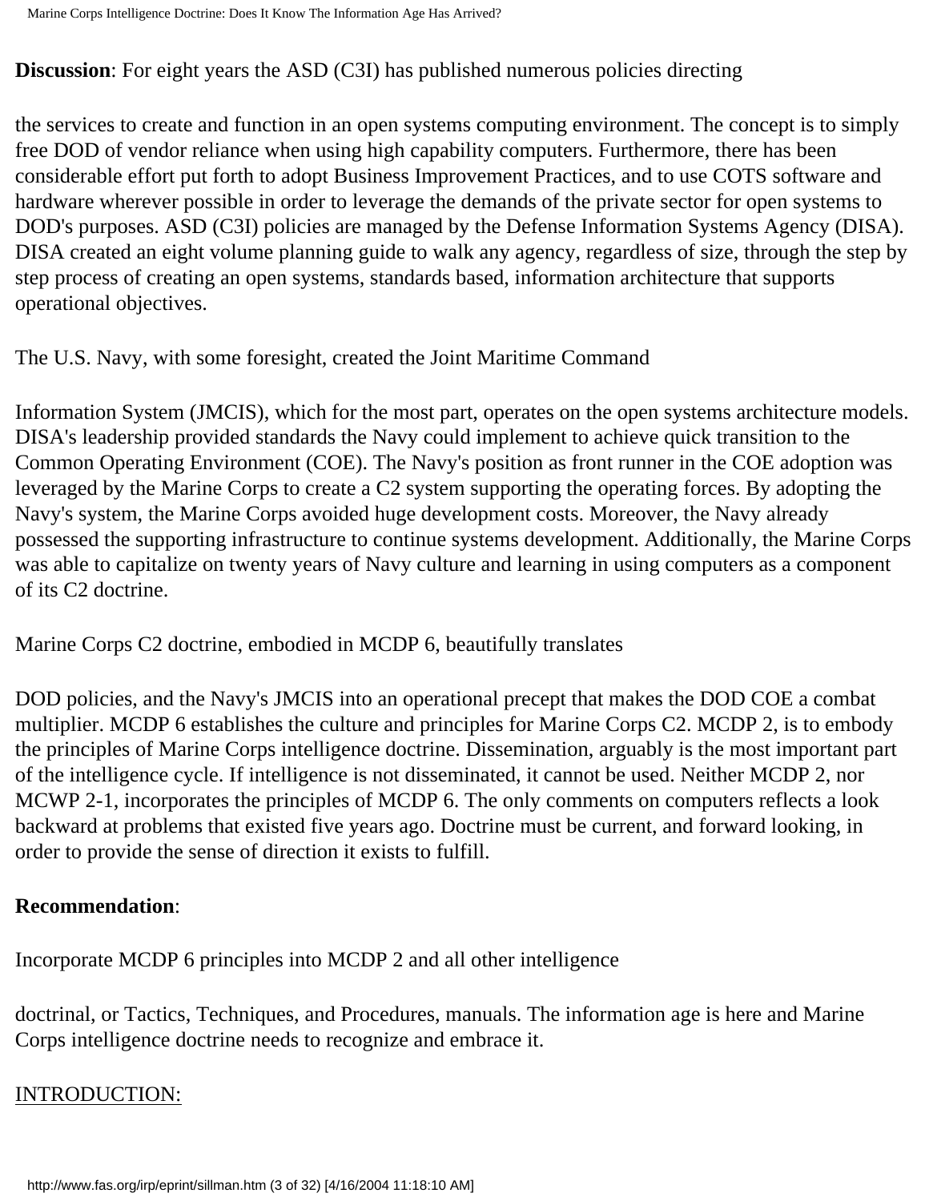**Discussion**: For eight years the ASD (C3I) has published numerous policies directing

the services to create and function in an open systems computing environment. The concept is to simply free DOD of vendor reliance when using high capability computers. Furthermore, there has been considerable effort put forth to adopt Business Improvement Practices, and to use COTS software and hardware wherever possible in order to leverage the demands of the private sector for open systems to DOD's purposes. ASD (C3I) policies are managed by the Defense Information Systems Agency (DISA). DISA created an eight volume planning guide to walk any agency, regardless of size, through the step by step process of creating an open systems, standards based, information architecture that supports operational objectives.

The U.S. Navy, with some foresight, created the Joint Maritime Command

Information System (JMCIS), which for the most part, operates on the open systems architecture models. DISA's leadership provided standards the Navy could implement to achieve quick transition to the Common Operating Environment (COE). The Navy's position as front runner in the COE adoption was leveraged by the Marine Corps to create a C2 system supporting the operating forces. By adopting the Navy's system, the Marine Corps avoided huge development costs. Moreover, the Navy already possessed the supporting infrastructure to continue systems development. Additionally, the Marine Corps was able to capitalize on twenty years of Navy culture and learning in using computers as a component of its C2 doctrine.

Marine Corps C2 doctrine, embodied in MCDP 6, beautifully translates

DOD policies, and the Navy's JMCIS into an operational precept that makes the DOD COE a combat multiplier. MCDP 6 establishes the culture and principles for Marine Corps C2. MCDP 2, is to embody the principles of Marine Corps intelligence doctrine. Dissemination, arguably is the most important part of the intelligence cycle. If intelligence is not disseminated, it cannot be used. Neither MCDP 2, nor MCWP 2-1, incorporates the principles of MCDP 6. The only comments on computers reflects a look backward at problems that existed five years ago. Doctrine must be current, and forward looking, in order to provide the sense of direction it exists to fulfill.

**Recommendation**:

Incorporate MCDP 6 principles into MCDP 2 and all other intelligence

doctrinal, or Tactics, Techniques, and Procedures, manuals. The information age is here and Marine Corps intelligence doctrine needs to recognize and embrace it.

INTRODUCTION: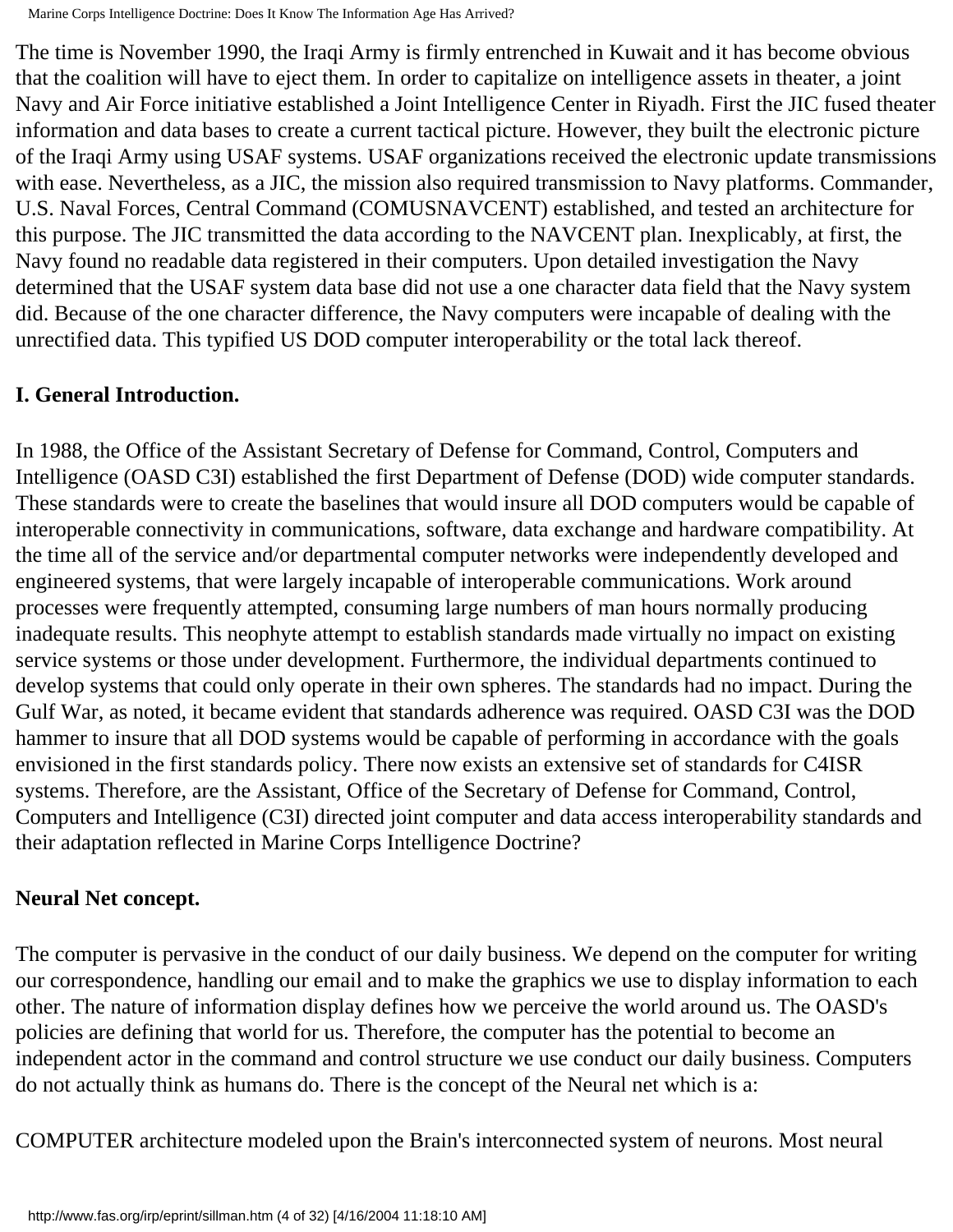The time is November 1990, the Iraqi Army is firmly entrenched in Kuwait and it has become obvious that the coalition will have to eject them. In order to capitalize on intelligence assets in theater, a joint Navy and Air Force initiative established a Joint Intelligence Center in Riyadh. First the JIC fused theater information and data bases to create a current tactical picture. However, they built the electronic picture of the Iraqi Army using USAF systems. USAF organizations received the electronic update transmissions with ease. Nevertheless, as a JIC, the mission also required transmission to Navy platforms. Commander, U.S. Naval Forces, Central Command (COMUSNAVCENT) established, and tested an architecture for this purpose. The JIC transmitted the data according to the NAVCENT plan. Inexplicably, at first, the Navy found no readable data registered in their computers. Upon detailed investigation the Navy determined that the USAF system data base did not use a one character data field that the Navy system did. Because of the one character difference, the Navy computers were incapable of dealing with the unrectified data. This typified US DOD computer interoperability or the total lack thereof.

**I. General Introduction.**

In 1988, the Office of the Assistant Secretary of Defense for Command, Control, Computers and Intelligence (OASD C3I) established the first Department of Defense (DOD) wide computer standards. These standards were to create the baselines that would insure all DOD computers would be capable of interoperable connectivity in communications, software, data exchange and hardware compatibility. At the time all of the service and/or departmental computer networks were independently developed and engineered systems, that were largely incapable of interoperable communications. Work around processes were frequently attempted, consuming large numbers of man hours normally producing inadequate results. This neophyte attempt to establish standards made virtually no impact on existing service systems or those under development. Furthermore, the individual departments continued to develop systems that could only operate in their own spheres. The standards had no impact. During the Gulf War, as noted, it became evident that standards adherence was required. OASD C3I was the DOD hammer to insure that all DOD systems would be capable of performing in accordance with the goals envisioned in the first standards policy. There now exists an extensive set of standards for C4ISR systems. Therefore, are the Assistant, Office of the Secretary of Defense for Command, Control, Computers and Intelligence (C3I) directed joint computer and data access interoperability standards and their adaptation reflected in Marine Corps Intelligence Doctrine?

**Neural Net concept.**

The computer is pervasive in the conduct of our daily business. We depend on the computer for writing our correspondence, handling our email and to make the graphics we use to display information to each other. The nature of information display defines how we perceive the world around us. The OASD's policies are defining that world for us. Therefore, the computer has the potential to become an independent actor in the command and control structure we use conduct our daily business. Computers do not actually think as humans do. There is the concept of the Neural net which is a:

COMPUTER architecture modeled upon the Brain's interconnected system of neurons. Most neural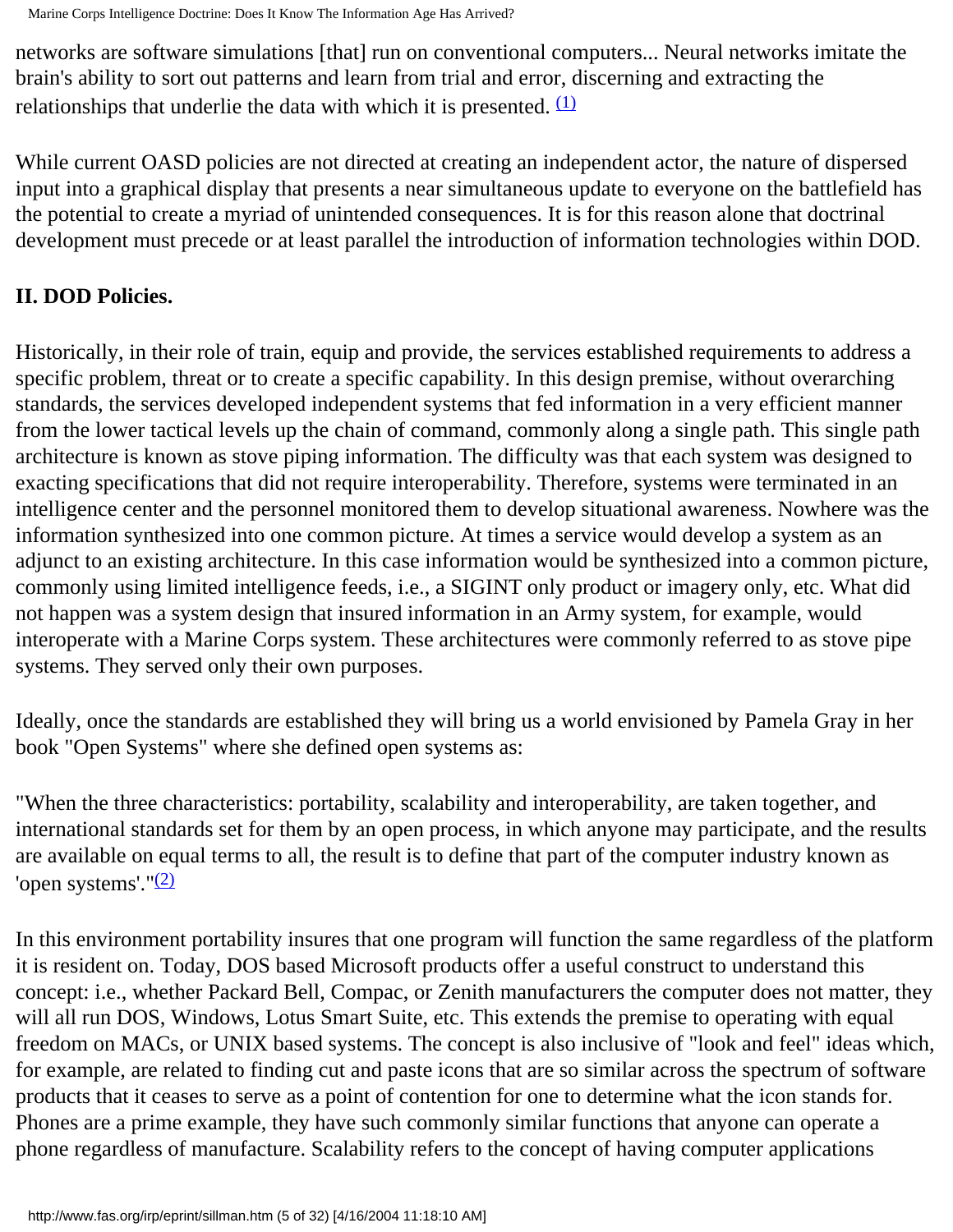networks are software simulations [that] run on conventional computers... Neural networks imitate the brain's ability to sort out patterns and learn from trial and error, discerning and extracting the relationships that underlie the data with which it is presented. [(1)]

While current OASD policies are not directed at creating an independent actor, the nature of dispersed input into a graphical display that presents a near simultaneous update to everyone on the battlefield has the potential to create a myriad of unintended consequences. It is for this reason alone that doctrinal development must precede or at least parallel the introduction of information technologies within DOD.

## II. DOD Policies.

Historically, in their role of train, equip and provide, the services established requirements to address a specific problem, threat or to create a specific capability. In this design premise, without overarching standards, the services developed independent systems that fed information in a very efficient manner from the lower tactical levels up the chain of command, commonly along a single path. This single path architecture is known as stove piping information. The difficulty was that each system was designed to exacting specifications that did not require interoperability. Therefore, systems were terminated in an intelligence center and the personnel monitored them to develop situational awareness. Nowhere was the information synthesized into one common picture. At times a service would develop a system as an adjunct to an existing architecture. In this case information would be synthesized into a common picture, commonly using limited intelligence feeds, i.e., a SIGINT only product or imagery only, etc. What did not happen was a system design that insured information in an Army system, for example, would interoperate with a Marine Corps system. These architectures were commonly referred to as stove pipe systems. They served only their own purposes.

Ideally, once the standards are established they will bring us a world envisioned by Pamela Gray in her book "Open Systems" where she defined open systems as:

"When the three characteristics: portability, scalability and interoperability, are taken together, and international standards set for them by an open process, in which anyone may participate, and the results are available on equal terms to all, the result is to define that part of the computer industry known as 'open systems'."[(2)]

In this environment portability insures that one program will function the same regardless of the platform it is resident on. Today, DOS based Microsoft products offer a useful construct to understand this concept: i.e., whether Packard Bell, Compac, or Zenith manufacturers the computer does not matter, they will all run DOS, Windows, Lotus Smart Suite, etc. This extends the premise to operating with equal freedom on MACs, or UNIX based systems. The concept is also inclusive of "look and feel" ideas which, for example, are related to finding cut and paste icons that are so similar across the spectrum of software products that it ceases to serve as a point of contention for one to determine what the icon stands for. Phones are a prime example, they have such commonly similar functions that anyone can operate a phone regardless of manufacture. Scalability refers to the concept of having computer applications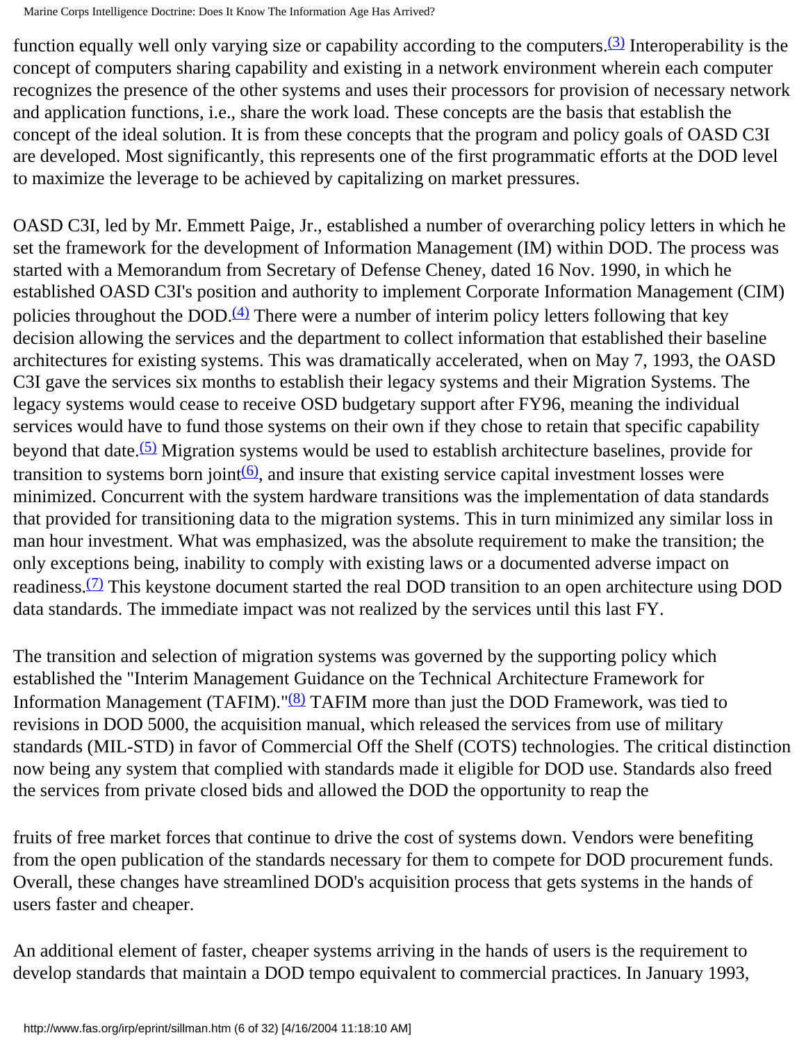function equally well only varying size or capability according to the computers.[(3)] Interoperability is the concept of computers sharing capability and existing in a network environment wherein each computer recognizes the presence of the other systems and uses their processors for provision of necessary network and application functions, i.e., share the work load. These concepts are the basis that establish the concept of the ideal solution. It is from these concepts that the program and policy goals of OASD C3I are developed. Most significantly, this represents one of the first programmatic efforts at the DOD level to maximize the leverage to be achieved by capitalizing on market pressures.

OASD C3I, led by Mr. Emmett Paige, Jr., established a number of overarching policy letters in which he set the framework for the development of Information Management (IM) within DOD. The process was started with a Memorandum from Secretary of Defense Cheney, dated 16 Nov. 1990, in which he established OASD C3I's position and authority to implement Corporate Information Management (CIM) policies throughout the DOD.[(4)] There were a number of interim policy letters following that key decision allowing the services and the department to collect information that established their baseline architectures for existing systems. This was dramatically accelerated, when on May 7, 1993, the OASD C3I gave the services six months to establish their legacy systems and their Migration Systems. The legacy systems would cease to receive OSD budgetary support after FY96, meaning the individual services would have to fund those systems on their own if they chose to retain that specific capability beyond that date.[(5)] Migration systems would be used to establish architecture baselines, provide for transition to systems born joint[(6)], and insure that existing service capital investment losses were minimized. Concurrent with the system hardware transitions was the implementation of data standards that provided for transitioning data to the migration systems. This in turn minimized any similar loss in man hour investment. What was emphasized, was the absolute requirement to make the transition; the only exceptions being, inability to comply with existing laws or a documented adverse impact on readiness.[(7)] This keystone document started the real DOD transition to an open architecture using DOD data standards. The immediate impact was not realized by the services until this last FY.

The transition and selection of migration systems was governed by the supporting policy which established the "Interim Management Guidance on the Technical Architecture Framework for Information Management (TAFIM)."[(8)] TAFIM more than just the DOD Framework, was tied to revisions in DOD 5000, the acquisition manual, which released the services from use of military standards (MIL-STD) in favor of Commercial Off the Shelf (COTS) technologies. The critical distinction now being any system that complied with standards made it eligible for DOD use. Standards also freed the services from private closed bids and allowed the DOD the opportunity to reap the fruits of free market forces that continue to drive the cost of systems down. Vendors were benefiting from the open publication of the standards necessary for them to compete for DOD procurement funds. Overall, these changes have streamlined DOD's acquisition process that gets systems in the hands of users faster and cheaper.

An additional element of faster, cheaper systems arriving in the hands of users is the requirement to develop standards that maintain a DOD tempo equivalent to commercial practices. In January 1993,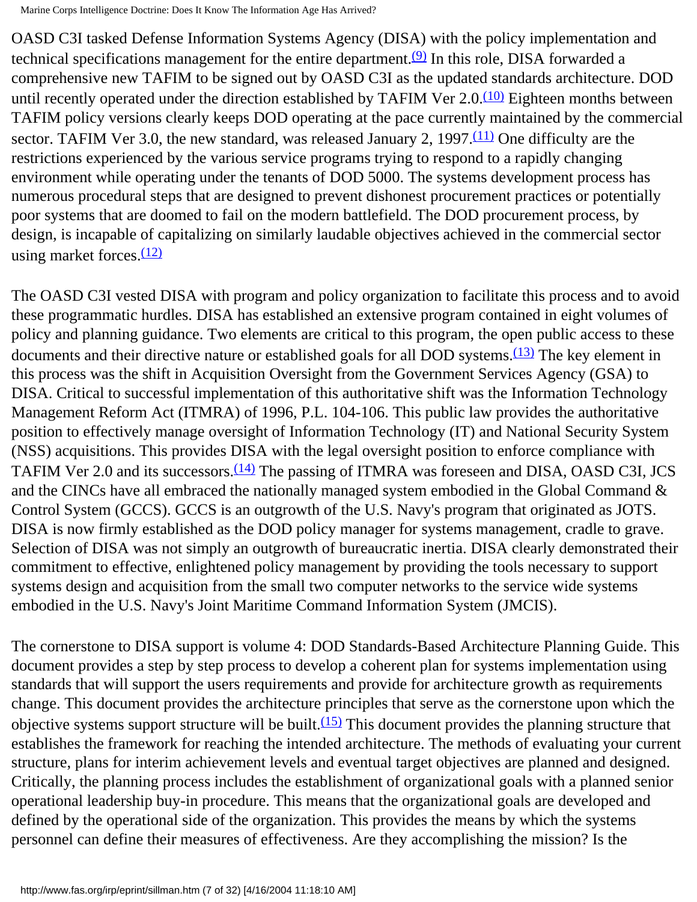OASD C3I tasked Defense Information Systems Agency (DISA) with the policy implementation and technical specifications management for the entire department.[(9)] In this role, DISA forwarded a comprehensive new TAFIM to be signed out by OASD C3I as the updated standards architecture. DOD until recently operated under the direction established by TAFIM Ver 2.0.[(10)] Eighteen months between TAFIM policy versions clearly keeps DOD operating at the pace currently maintained by the commercial sector. TAFIM Ver 3.0, the new standard, was released January 2, 1997.[(11)] One difficulty are the restrictions experienced by the various service programs trying to respond to a rapidly changing environment while operating under the tenants of DOD 5000. The systems development process has numerous procedural steps that are designed to prevent dishonest procurement practices or potentially poor systems that are doomed to fail on the modern battlefield. The DOD procurement process, by design, is incapable of capitalizing on similarly laudable objectives achieved in the commercial sector using market forces.[(12)]

The OASD C3I vested DISA with program and policy organization to facilitate this process and to avoid these programmatic hurdles. DISA has established an extensive program contained in eight volumes of policy and planning guidance. Two elements are critical to this program, the open public access to these documents and their directive nature or established goals for all DOD systems.[(13)] The key element in this process was the shift in Acquisition Oversight from the Government Services Agency (GSA) to DISA. Critical to successful implementation of this authoritative shift was the Information Technology Management Reform Act (ITMRA) of 1996, P.L. 104-106. This public law provides the authoritative position to effectively manage oversight of Information Technology (IT) and National Security System (NSS) acquisitions. This provides DISA with the legal oversight position to enforce compliance with TAFIM Ver 2.0 and its successors.[(14)] The passing of ITMRA was foreseen and DISA, OASD C3I, JCS and the CINCs have all embraced the nationally managed system embodied in the Global Command & Control System (GCCS). GCCS is an outgrowth of the U.S. Navy's program that originated as JOTS. DISA is now firmly established as the DOD policy manager for systems management, cradle to grave. Selection of DISA was not simply an outgrowth of bureaucratic inertia. DISA clearly demonstrated their commitment to effective, enlightened policy management by providing the tools necessary to support systems design and acquisition from the small two computer networks to the service wide systems embodied in the U.S. Navy's Joint Maritime Command Information System (JMCIS).

The cornerstone to DISA support is volume 4: DOD Standards-Based Architecture Planning Guide. This document provides a step by step process to develop a coherent plan for systems implementation using standards that will support the users requirements and provide for architecture growth as requirements change. This document provides the architecture principles that serve as the cornerstone upon which the objective systems support structure will be built.[(15)] This document provides the planning structure that establishes the framework for reaching the intended architecture. The methods of evaluating your current structure, plans for interim achievement levels and eventual target objectives are planned and designed. Critically, the planning process includes the establishment of organizational goals with a planned senior operational leadership buy-in procedure. This means that the organizational goals are developed and defined by the operational side of the organization. This provides the means by which the systems personnel can define their measures of effectiveness. Are they accomplishing the mission? Is the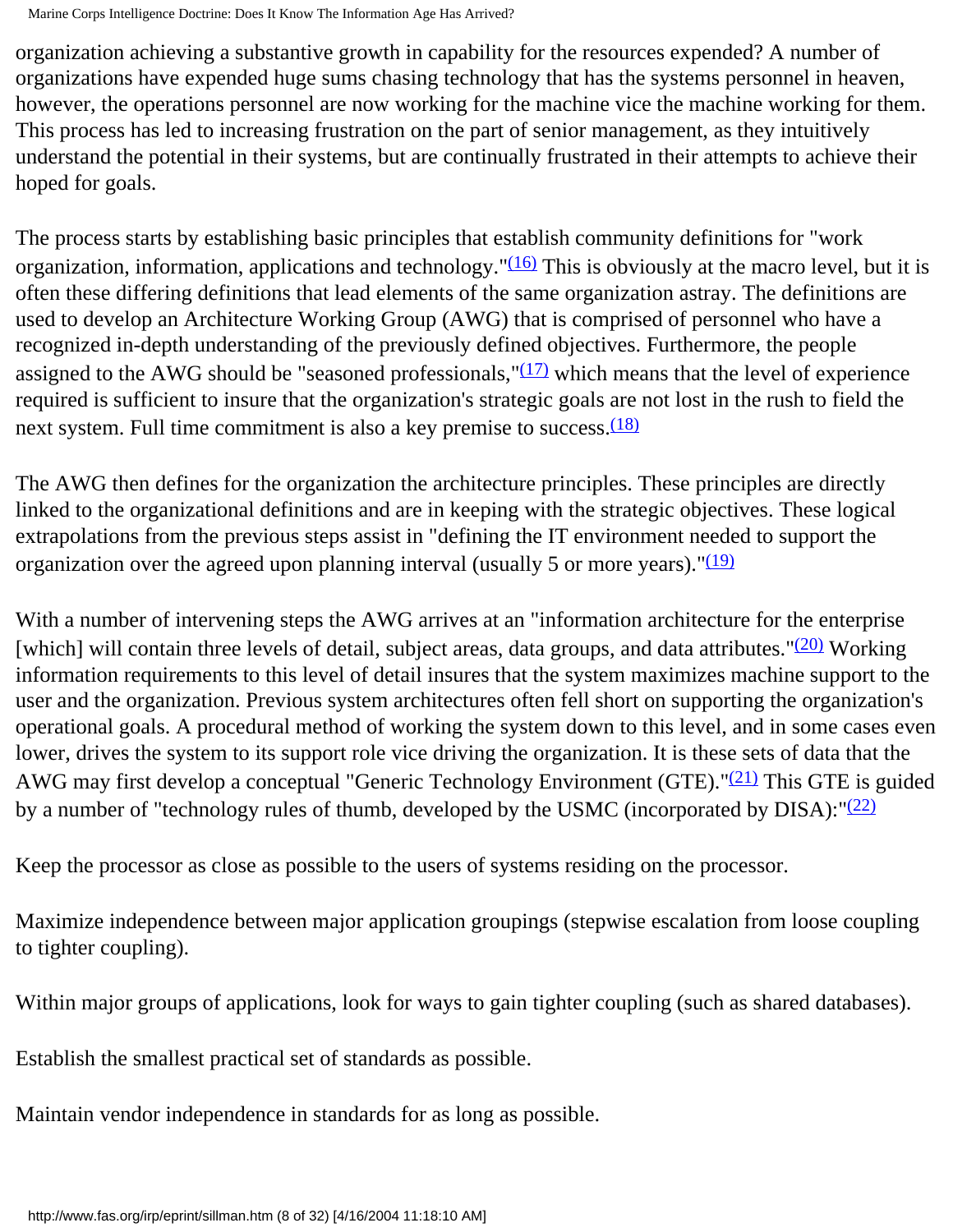organization achieving a substantive growth in capability for the resources expended? A number of organizations have expended huge sums chasing technology that has the systems personnel in heaven, however, the operations personnel are now working for the machine vice the machine working for them. This process has led to increasing frustration on the part of senior management, as they intuitively understand the potential in their systems, but are continually frustrated in their attempts to achieve their hoped for goals.

The process starts by establishing basic principles that establish community definitions for "work organization, information, applications and technology."[(16)] This is obviously at the macro level, but it is often these differing definitions that lead elements of the same organization astray. The definitions are used to develop an Architecture Working Group (AWG) that is comprised of personnel who have a recognized in-depth understanding of the previously defined objectives. Furthermore, the people assigned to the AWG should be "seasoned professionals,"[(17)] which means that the level of experience required is sufficient to insure that the organization's strategic goals are not lost in the rush to field the next system. Full time commitment is also a key premise to success.[(18)]

The AWG then defines for the organization the architecture principles. These principles are directly linked to the organizational definitions and are in keeping with the strategic objectives. These logical extrapolations from the previous steps assist in "defining the IT environment needed to support the organization over the agreed upon planning interval (usually 5 or more years)."[(19)]

With a number of intervening steps the AWG arrives at an "information architecture for the enterprise [which] will contain three levels of detail, subject areas, data groups, and data attributes."[(20)] Working information requirements to this level of detail insures that the system maximizes machine support to the user and the organization. Previous system architectures often fell short on supporting the organization's operational goals. A procedural method of working the system down to this level, and in some cases even lower, drives the system to its support role vice driving the organization. It is these sets of data that the AWG may first develop a conceptual "Generic Technology Environment (GTE)."[(21)] This GTE is guided by a number of "technology rules of thumb, developed by the USMC (incorporated by DISA):"[(22)]

Keep the processor as close as possible to the users of systems residing on the processor.

Maximize independence between major application groupings (stepwise escalation from loose coupling to tighter coupling).

Within major groups of applications, look for ways to gain tighter coupling (such as shared databases).

Establish the smallest practical set of standards as possible.

Maintain vendor independence in standards for as long as possible.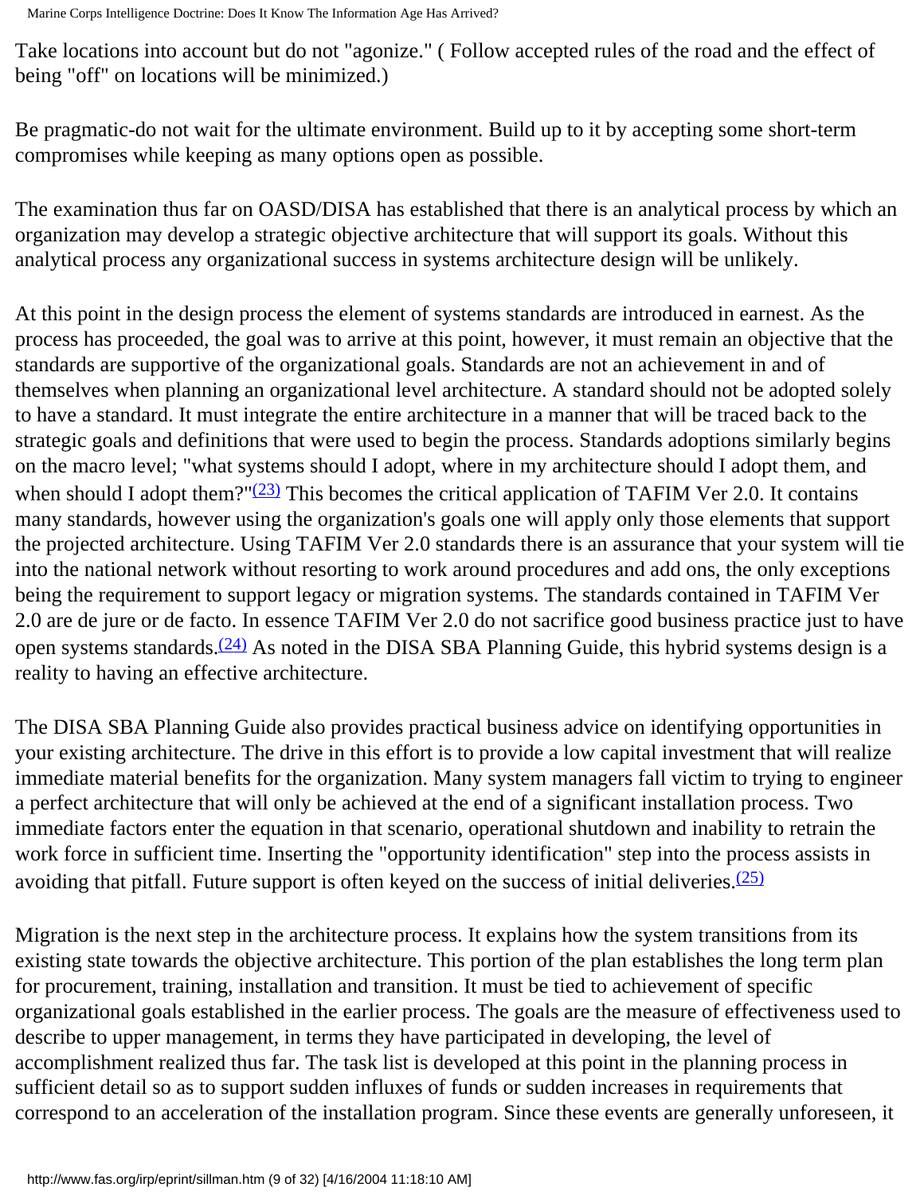Take locations into account but do not "agonize." ( Follow accepted rules of the road and the effect of being "off" on locations will be minimized.)

Be pragmatic-do not wait for the ultimate environment. Build up to it by accepting some short-term compromises while keeping as many options open as possible.

The examination thus far on OASD/DISA has established that there is an analytical process by which an organization may develop a strategic objective architecture that will support its goals. Without this analytical process any organizational success in systems architecture design will be unlikely.

At this point in the design process the element of systems standards are introduced in earnest. As the process has proceeded, the goal was to arrive at this point, however, it must remain an objective that the standards are supportive of the organizational goals. Standards are not an achievement in and of themselves when planning an organizational level architecture. A standard should not be adopted solely to have a standard. It must integrate the entire architecture in a manner that will be traced back to the strategic goals and definitions that were used to begin the process. Standards adoptions similarly begins on the macro level; "what systems should I adopt, where in my architecture should I adopt them, and when should I adopt them?"[(23)] This becomes the critical application of TAFIM Ver 2.0. It contains many standards, however using the organization's goals one will apply only those elements that support the projected architecture. Using TAFIM Ver 2.0 standards there is an assurance that your system will tie into the national network without resorting to work around procedures and add ons, the only exceptions being the requirement to support legacy or migration systems. The standards contained in TAFIM Ver 2.0 are de jure or de facto. In essence TAFIM Ver 2.0 do not sacrifice good business practice just to have open systems standards.[(24)] As noted in the DISA SBA Planning Guide, this hybrid systems design is a reality to having an effective architecture.

The DISA SBA Planning Guide also provides practical business advice on identifying opportunities in your existing architecture. The drive in this effort is to provide a low capital investment that will realize immediate material benefits for the organization. Many system managers fall victim to trying to engineer a perfect architecture that will only be achieved at the end of a significant installation process. Two immediate factors enter the equation in that scenario, operational shutdown and inability to retrain the work force in sufficient time. Inserting the "opportunity identification" step into the process assists in avoiding that pitfall. Future support is often keyed on the success of initial deliveries.[(25)]

Migration is the next step in the architecture process. It explains how the system transitions from its existing state towards the objective architecture. This portion of the plan establishes the long term plan for procurement, training, installation and transition. It must be tied to achievement of specific organizational goals established in the earlier process. The goals are the measure of effectiveness used to describe to upper management, in terms they have participated in developing, the level of accomplishment realized thus far. The task list is developed at this point in the planning process in sufficient detail so as to support sudden influxes of funds or sudden increases in requirements that correspond to an acceleration of the installation program. Since these events are generally unforeseen, it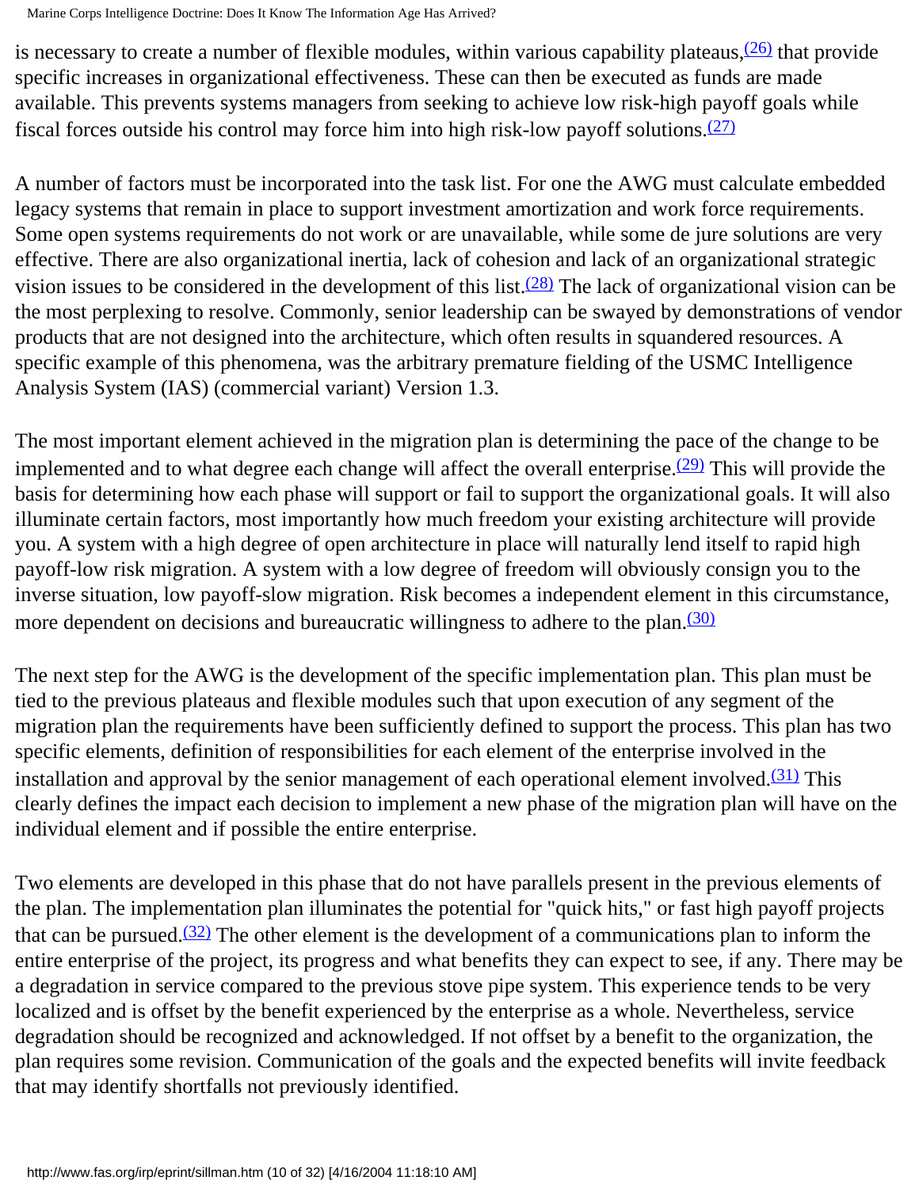is necessary to create a number of flexible modules, within various capability plateaus,[(26)] that provide specific increases in organizational effectiveness. These can then be executed as funds are made available. This prevents systems managers from seeking to achieve low risk-high payoff goals while fiscal forces outside his control may force him into high risk-low payoff solutions.[(27)]

A number of factors must be incorporated into the task list. For one the AWG must calculate embedded legacy systems that remain in place to support investment amortization and work force requirements. Some open systems requirements do not work or are unavailable, while some de jure solutions are very effective. There are also organizational inertia, lack of cohesion and lack of an organizational strategic vision issues to be considered in the development of this list.[(28)] The lack of organizational vision can be the most perplexing to resolve. Commonly, senior leadership can be swayed by demonstrations of vendor products that are not designed into the architecture, which often results in squandered resources. A specific example of this phenomena, was the arbitrary premature fielding of the USMC Intelligence Analysis System (IAS) (commercial variant) Version 1.3.

The most important element achieved in the migration plan is determining the pace of the change to be implemented and to what degree each change will affect the overall enterprise.[(29)] This will provide the basis for determining how each phase will support or fail to support the organizational goals. It will also illuminate certain factors, most importantly how much freedom your existing architecture will provide you. A system with a high degree of open architecture in place will naturally lend itself to rapid high payoff-low risk migration. A system with a low degree of freedom will obviously consign you to the inverse situation, low payoff-slow migration. Risk becomes a independent element in this circumstance, more dependent on decisions and bureaucratic willingness to adhere to the plan.[(30)]

The next step for the AWG is the development of the specific implementation plan. This plan must be tied to the previous plateaus and flexible modules such that upon execution of any segment of the migration plan the requirements have been sufficiently defined to support the process. This plan has two specific elements, definition of responsibilities for each element of the enterprise involved in the installation and approval by the senior management of each operational element involved.[(31)] This clearly defines the impact each decision to implement a new phase of the migration plan will have on the individual element and if possible the entire enterprise.

Two elements are developed in this phase that do not have parallels present in the previous elements of the plan. The implementation plan illuminates the potential for "quick hits," or fast high payoff projects that can be pursued.[(32)] The other element is the development of a communications plan to inform the entire enterprise of the project, its progress and what benefits they can expect to see, if any. There may be a degradation in service compared to the previous stove pipe system. This experience tends to be very localized and is offset by the benefit experienced by the enterprise as a whole. Nevertheless, service degradation should be recognized and acknowledged. If not offset by a benefit to the organization, the plan requires some revision. Communication of the goals and the expected benefits will invite feedback that may identify shortfalls not previously identified.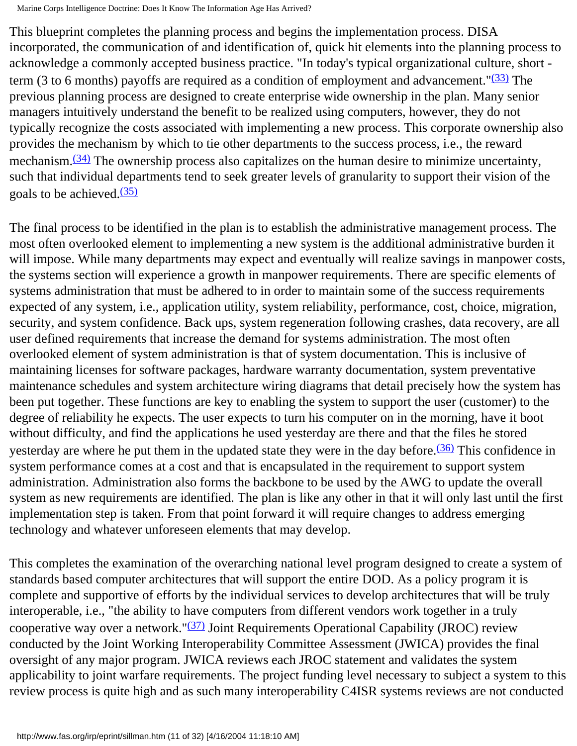This blueprint completes the planning process and begins the implementation process. DISA incorporated, the communication of and identification of, quick hit elements into the planning process to acknowledge a commonly accepted business practice. "In today's typical organizational culture, short - term (3 to 6 months) payoffs are required as a condition of employment and advancement."[(33)] The previous planning process are designed to create enterprise wide ownership in the plan. Many senior managers intuitively understand the benefit to be realized using computers, however, they do not typically recognize the costs associated with implementing a new process. This corporate ownership also provides the mechanism by which to tie other departments to the success process, i.e., the reward mechanism.[(34)] The ownership process also capitalizes on the human desire to minimize uncertainty, such that individual departments tend to seek greater levels of granularity to support their vision of the goals to be achieved.[(35)]

The final process to be identified in the plan is to establish the administrative management process. The most often overlooked element to implementing a new system is the additional administrative burden it will impose. While many departments may expect and eventually will realize savings in manpower costs, the systems section will experience a growth in manpower requirements. There are specific elements of systems administration that must be adhered to in order to maintain some of the success requirements expected of any system, i.e., application utility, system reliability, performance, cost, choice, migration, security, and system confidence. Back ups, system regeneration following crashes, data recovery, are all user defined requirements that increase the demand for systems administration. The most often overlooked element of system administration is that of system documentation. This is inclusive of maintaining licenses for software packages, hardware warranty documentation, system preventative maintenance schedules and system architecture wiring diagrams that detail precisely how the system has been put together. These functions are key to enabling the system to support the user (customer) to the degree of reliability he expects. The user expects to turn his computer on in the morning, have it boot without difficulty, and find the applications he used yesterday are there and that the files he stored yesterday are where he put them in the updated state they were in the day before.[(36)] This confidence in system performance comes at a cost and that is encapsulated in the requirement to support system administration. Administration also forms the backbone to be used by the AWG to update the overall system as new requirements are identified. The plan is like any other in that it will only last until the first implementation step is taken. From that point forward it will require changes to address emerging technology and whatever unforeseen elements that may develop.

This completes the examination of the overarching national level program designed to create a system of standards based computer architectures that will support the entire DOD. As a policy program it is complete and supportive of efforts by the individual services to develop architectures that will be truly interoperable, i.e., "the ability to have computers from different vendors work together in a truly cooperative way over a network."[(37)] Joint Requirements Operational Capability (JROC) review conducted by the Joint Working Interoperability Committee Assessment (JWICA) provides the final oversight of any major program. JWICA reviews each JROC statement and validates the system applicability to joint warfare requirements. The project funding level necessary to subject a system to this review process is quite high and as such many interoperability C4ISR systems reviews are not conducted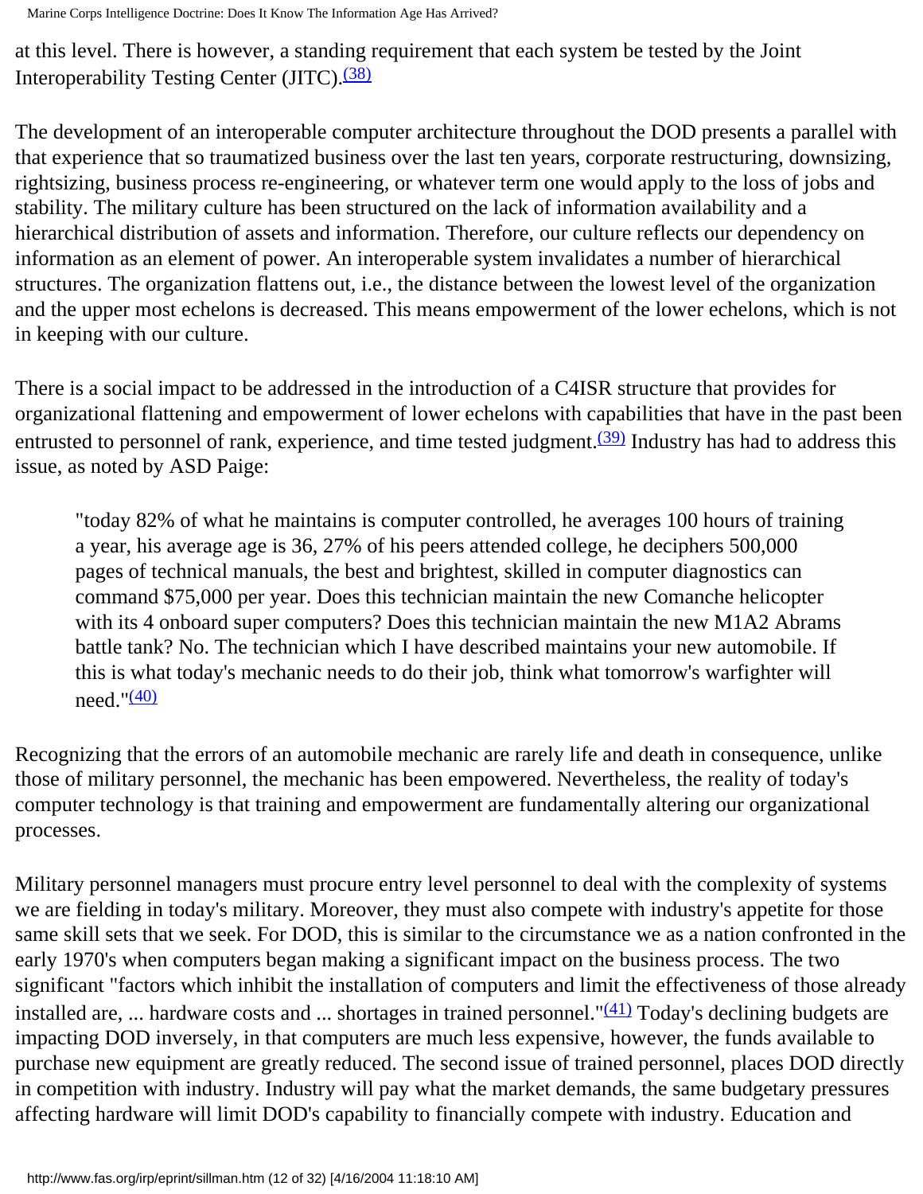at this level. There is however, a standing requirement that each system be tested by the Joint Interoperability Testing Center (JITC).[(38)]

The development of an interoperable computer architecture throughout the DOD presents a parallel with that experience that so traumatized business over the last ten years, corporate restructuring, downsizing, rightsizing, business process re-engineering, or whatever term one would apply to the loss of jobs and stability. The military culture has been structured on the lack of information availability and a hierarchical distribution of assets and information. Therefore, our culture reflects our dependency on information as an element of power. An interoperable system invalidates a number of hierarchical structures. The organization flattens out, i.e., the distance between the lowest level of the organization and the upper most echelons is decreased. This means empowerment of the lower echelons, which is not in keeping with our culture.

There is a social impact to be addressed in the introduction of a C4ISR structure that provides for organizational flattening and empowerment of lower echelons with capabilities that have in the past been entrusted to personnel of rank, experience, and time tested judgment.[(39)] Industry has had to address this issue, as noted by ASD Paige:

> "today 82% of what he maintains is computer controlled, he averages 100 hours of training a year, his average age is 36, 27% of his peers attended college, he deciphers 500,000 pages of technical manuals, the best and brightest, skilled in computer diagnostics can command $75,000 per year. Does this technician maintain the new Comanche helicopter with its 4 onboard super computers? Does this technician maintain the new M1A2 Abrams battle tank? No. The technician which I have described maintains your new automobile. If this is what today's mechanic needs to do their job, think what tomorrow's warfighter will need."[(40)]

Recognizing that the errors of an automobile mechanic are rarely life and death in consequence, unlike those of military personnel, the mechanic has been empowered. Nevertheless, the reality of today's computer technology is that training and empowerment are fundamentally altering our organizational processes.

Military personnel managers must procure entry level personnel to deal with the complexity of systems we are fielding in today's military. Moreover, they must also compete with industry's appetite for those same skill sets that we seek. For DOD, this is similar to the circumstance we as a nation confronted in the early 1970's when computers began making a significant impact on the business process. The two significant "factors which inhibit the installation of computers and limit the effectiveness of those already installed are, ... hardware costs and ... shortages in trained personnel."[(41)] Today's declining budgets are impacting DOD inversely, in that computers are much less expensive, however, the funds available to purchase new equipment are greatly reduced. The second issue of trained personnel, places DOD directly in competition with industry. Industry will pay what the market demands, the same budgetary pressures affecting hardware will limit DOD's capability to financially compete with industry. Education and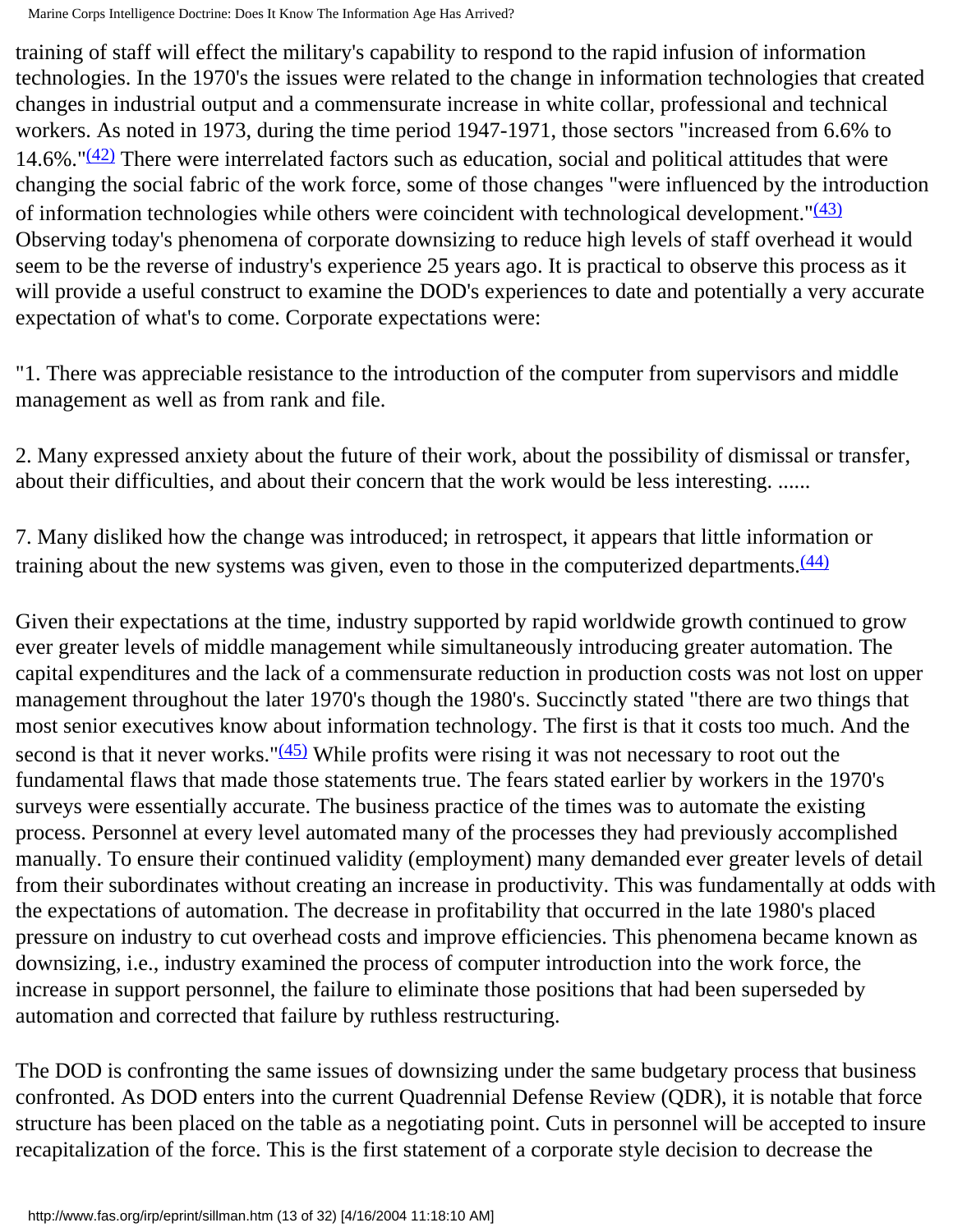training of staff will effect the military's capability to respond to the rapid infusion of information technologies. In the 1970's the issues were related to the change in information technologies that created changes in industrial output and a commensurate increase in white collar, professional and technical workers. As noted in 1973, during the time period 1947-1971, those sectors "increased from 6.6% to 14.6%."(42) There were interrelated factors such as education, social and political attitudes that were changing the social fabric of the work force, some of those changes "were influenced by the introduction of information technologies while others were coincident with technological development."(43) Observing today's phenomena of corporate downsizing to reduce high levels of staff overhead it would seem to be the reverse of industry's experience 25 years ago. It is practical to observe this process as it will provide a useful construct to examine the DOD's experiences to date and potentially a very accurate expectation of what's to come. Corporate expectations were:

"1. There was appreciable resistance to the introduction of the computer from supervisors and middle management as well as from rank and file.

2. Many expressed anxiety about the future of their work, about the possibility of dismissal or transfer, about their difficulties, and about their concern that the work would be less interesting. ......

7. Many disliked how the change was introduced; in retrospect, it appears that little information or training about the new systems was given, even to those in the computerized departments.(44)

Given their expectations at the time, industry supported by rapid worldwide growth continued to grow ever greater levels of middle management while simultaneously introducing greater automation. The capital expenditures and the lack of a commensurate reduction in production costs was not lost on upper management throughout the later 1970's though the 1980's. Succinctly stated "there are two things that most senior executives know about information technology. The first is that it costs too much. And the second is that it never works."(45) While profits were rising it was not necessary to root out the fundamental flaws that made those statements true. The fears stated earlier by workers in the 1970's surveys were essentially accurate. The business practice of the times was to automate the existing process. Personnel at every level automated many of the processes they had previously accomplished manually. To ensure their continued validity (employment) many demanded ever greater levels of detail from their subordinates without creating an increase in productivity. This was fundamentally at odds with the expectations of automation. The decrease in profitability that occurred in the late 1980's placed pressure on industry to cut overhead costs and improve efficiencies. This phenomena became known as downsizing, i.e., industry examined the process of computer introduction into the work force, the increase in support personnel, the failure to eliminate those positions that had been superseded by automation and corrected that failure by ruthless restructuring.

The DOD is confronting the same issues of downsizing under the same budgetary process that business confronted. As DOD enters into the current Quadrennial Defense Review (QDR), it is notable that force structure has been placed on the table as a negotiating point. Cuts in personnel will be accepted to insure recapitalization of the force. This is the first statement of a corporate style decision to decrease the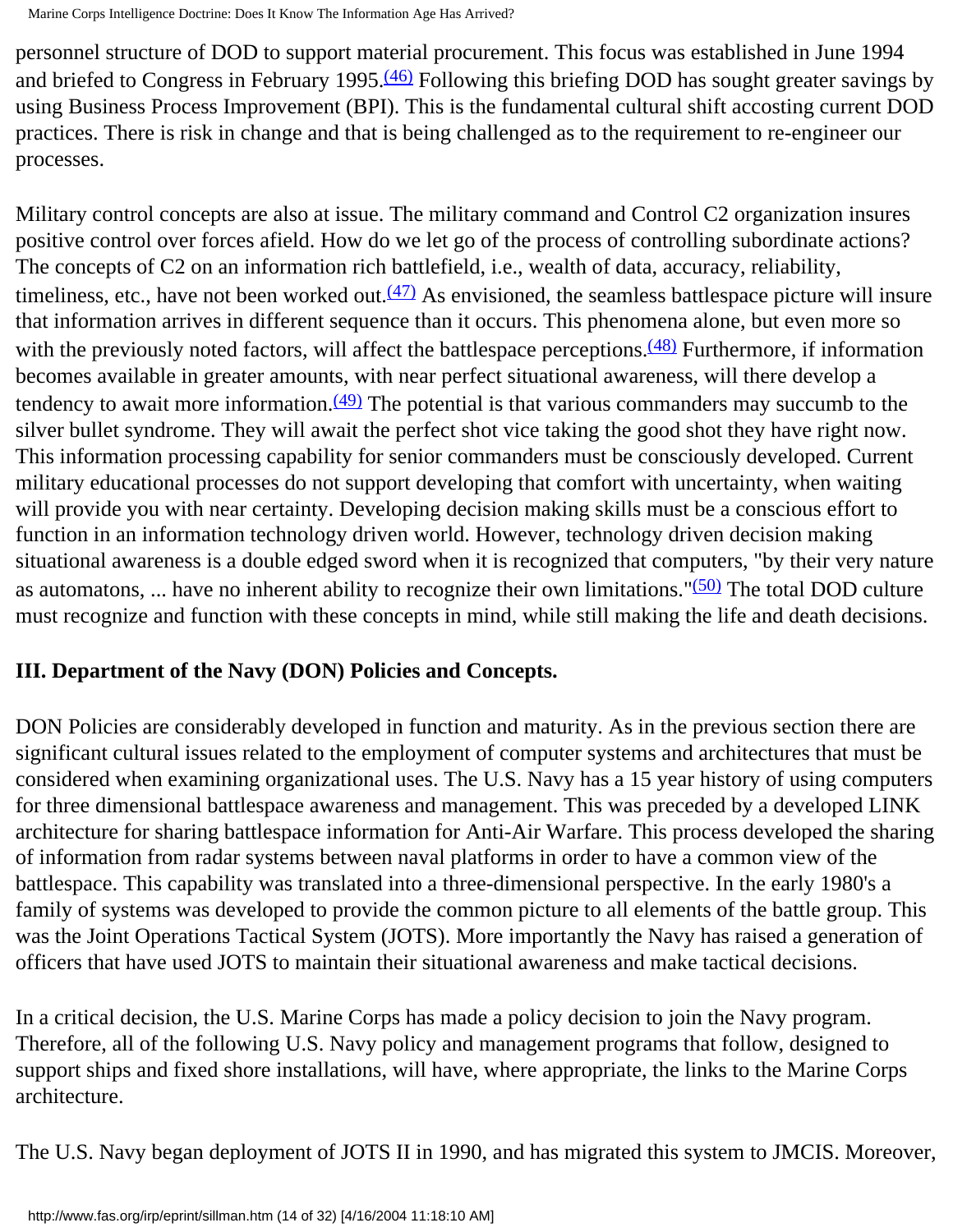personnel structure of DOD to support material procurement. This focus was established in June 1994 and briefed to Congress in February 1995.[(46)] Following this briefing DOD has sought greater savings by using Business Process Improvement (BPI). This is the fundamental cultural shift accosting current DOD practices. There is risk in change and that is being challenged as to the requirement to re-engineer our processes.

Military control concepts are also at issue. The military command and Control C2 organization insures positive control over forces afield. How do we let go of the process of controlling subordinate actions? The concepts of C2 on an information rich battlefield, i.e., wealth of data, accuracy, reliability, timeliness, etc., have not been worked out.[(47)] As envisioned, the seamless battlespace picture will insure that information arrives in different sequence than it occurs. This phenomena alone, but even more so with the previously noted factors, will affect the battlespace perceptions.[(48)] Furthermore, if information becomes available in greater amounts, with near perfect situational awareness, will there develop a tendency to await more information.[(49)] The potential is that various commanders may succumb to the silver bullet syndrome. They will await the perfect shot vice taking the good shot they have right now. This information processing capability for senior commanders must be consciously developed. Current military educational processes do not support developing that comfort with uncertainty, when waiting will provide you with near certainty. Developing decision making skills must be a conscious effort to function in an information technology driven world. However, technology driven decision making situational awareness is a double edged sword when it is recognized that computers, "by their very nature as automatons, ... have no inherent ability to recognize their own limitations."[(50)] The total DOD culture must recognize and function with these concepts in mind, while still making the life and death decisions.

### III. Department of the Navy (DON) Policies and Concepts.

DON Policies are considerably developed in function and maturity. As in the previous section there are significant cultural issues related to the employment of computer systems and architectures that must be considered when examining organizational uses. The U.S. Navy has a 15 year history of using computers for three dimensional battlespace awareness and management. This was preceded by a developed LINK architecture for sharing battlespace information for Anti-Air Warfare. This process developed the sharing of information from radar systems between naval platforms in order to have a common view of the battlespace. This capability was translated into a three-dimensional perspective. In the early 1980's a family of systems was developed to provide the common picture to all elements of the battle group. This was the Joint Operations Tactical System (JOTS). More importantly the Navy has raised a generation of officers that have used JOTS to maintain their situational awareness and make tactical decisions.

In a critical decision, the U.S. Marine Corps has made a policy decision to join the Navy program. Therefore, all of the following U.S. Navy policy and management programs that follow, designed to support ships and fixed shore installations, will have, where appropriate, the links to the Marine Corps architecture.

The U.S. Navy began deployment of JOTS II in 1990, and has migrated this system to JMCIS. Moreover,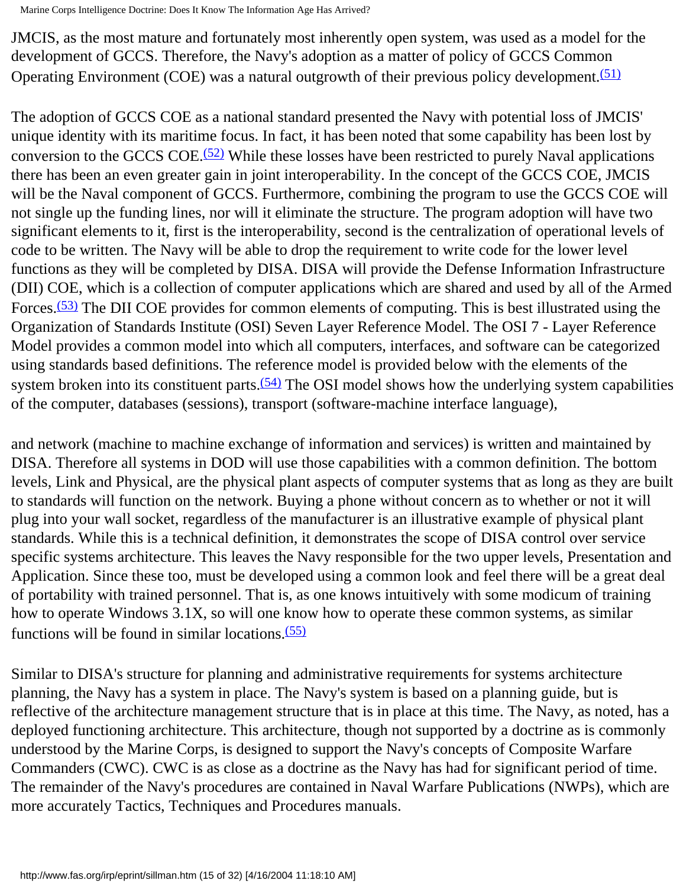JMCIS, as the most mature and fortunately most inherently open system, was used as a model for the development of GCCS. Therefore, the Navy's adoption as a matter of policy of GCCS Common Operating Environment (COE) was a natural outgrowth of their previous policy development.[(51)]

The adoption of GCCS COE as a national standard presented the Navy with potential loss of JMCIS' unique identity with its maritime focus. In fact, it has been noted that some capability has been lost by conversion to the GCCS COE.[(52)] While these losses have been restricted to purely Naval applications there has been an even greater gain in joint interoperability. In the concept of the GCCS COE, JMCIS will be the Naval component of GCCS. Furthermore, combining the program to use the GCCS COE will not single up the funding lines, nor will it eliminate the structure. The program adoption will have two significant elements to it, first is the interoperability, second is the centralization of operational levels of code to be written. The Navy will be able to drop the requirement to write code for the lower level functions as they will be completed by DISA. DISA will provide the Defense Information Infrastructure (DII) COE, which is a collection of computer applications which are shared and used by all of the Armed Forces.[(53)] The DII COE provides for common elements of computing. This is best illustrated using the Organization of Standards Institute (OSI) Seven Layer Reference Model. The OSI 7 - Layer Reference Model provides a common model into which all computers, interfaces, and software can be categorized using standards based definitions. The reference model is provided below with the elements of the system broken into its constituent parts.[(54)] The OSI model shows how the underlying system capabilities of the computer, databases (sessions), transport (software-machine interface language),

and network (machine to machine exchange of information and services) is written and maintained by DISA. Therefore all systems in DOD will use those capabilities with a common definition. The bottom levels, Link and Physical, are the physical plant aspects of computer systems that as long as they are built to standards will function on the network. Buying a phone without concern as to whether or not it will plug into your wall socket, regardless of the manufacturer is an illustrative example of physical plant standards. While this is a technical definition, it demonstrates the scope of DISA control over service specific systems architecture. This leaves the Navy responsible for the two upper levels, Presentation and Application. Since these too, must be developed using a common look and feel there will be a great deal of portability with trained personnel. That is, as one knows intuitively with some modicum of training how to operate Windows 3.1X, so will one know how to operate these common systems, as similar functions will be found in similar locations.[(55)]

Similar to DISA's structure for planning and administrative requirements for systems architecture planning, the Navy has a system in place. The Navy's system is based on a planning guide, but is reflective of the architecture management structure that is in place at this time. The Navy, as noted, has a deployed functioning architecture. This architecture, though not supported by a doctrine as is commonly understood by the Marine Corps, is designed to support the Navy's concepts of Composite Warfare Commanders (CWC). CWC is as close as a doctrine as the Navy has had for significant period of time. The remainder of the Navy's procedures are contained in Naval Warfare Publications (NWPs), which are more accurately Tactics, Techniques and Procedures manuals.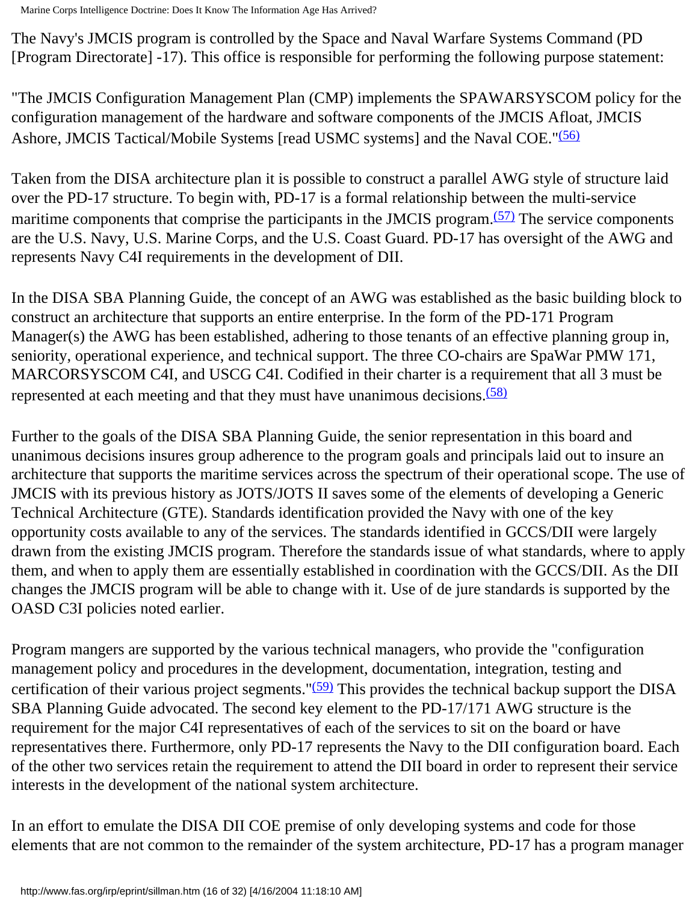The Navy's JMCIS program is controlled by the Space and Naval Warfare Systems Command (PD [Program Directorate] -17). This office is responsible for performing the following purpose statement:

"The JMCIS Configuration Management Plan (CMP) implements the SPAWARSYSCOM policy for the configuration management of the hardware and software components of the JMCIS Afloat, JMCIS Ashore, JMCIS Tactical/Mobile Systems [read USMC systems] and the Naval COE."(56)

Taken from the DISA architecture plan it is possible to construct a parallel AWG style of structure laid over the PD-17 structure. To begin with, PD-17 is a formal relationship between the multi-service maritime components that comprise the participants in the JMCIS program.(57) The service components are the U.S. Navy, U.S. Marine Corps, and the U.S. Coast Guard. PD-17 has oversight of the AWG and represents Navy C4I requirements in the development of DII.

In the DISA SBA Planning Guide, the concept of an AWG was established as the basic building block to construct an architecture that supports an entire enterprise. In the form of the PD-171 Program Manager(s) the AWG has been established, adhering to those tenants of an effective planning group in, seniority, operational experience, and technical support. The three CO-chairs are SpaWar PMW 171, MARCORSYSCOM C4I, and USCG C4I. Codified in their charter is a requirement that all 3 must be represented at each meeting and that they must have unanimous decisions.(58)

Further to the goals of the DISA SBA Planning Guide, the senior representation in this board and unanimous decisions insures group adherence to the program goals and principals laid out to insure an architecture that supports the maritime services across the spectrum of their operational scope. The use of JMCIS with its previous history as JOTS/JOTS II saves some of the elements of developing a Generic Technical Architecture (GTE). Standards identification provided the Navy with one of the key opportunity costs available to any of the services. The standards identified in GCCS/DII were largely drawn from the existing JMCIS program. Therefore the standards issue of what standards, where to apply them, and when to apply them are essentially established in coordination with the GCCS/DII. As the DII changes the JMCIS program will be able to change with it. Use of de jure standards is supported by the OASD C3I policies noted earlier.

Program mangers are supported by the various technical managers, who provide the "configuration management policy and procedures in the development, documentation, integration, testing and certification of their various project segments."(59) This provides the technical backup support the DISA SBA Planning Guide advocated. The second key element to the PD-17/171 AWG structure is the requirement for the major C4I representatives of each of the services to sit on the board or have representatives there. Furthermore, only PD-17 represents the Navy to the DII configuration board. Each of the other two services retain the requirement to attend the DII board in order to represent their service interests in the development of the national system architecture.

In an effort to emulate the DISA DII COE premise of only developing systems and code for those elements that are not common to the remainder of the system architecture, PD-17 has a program manager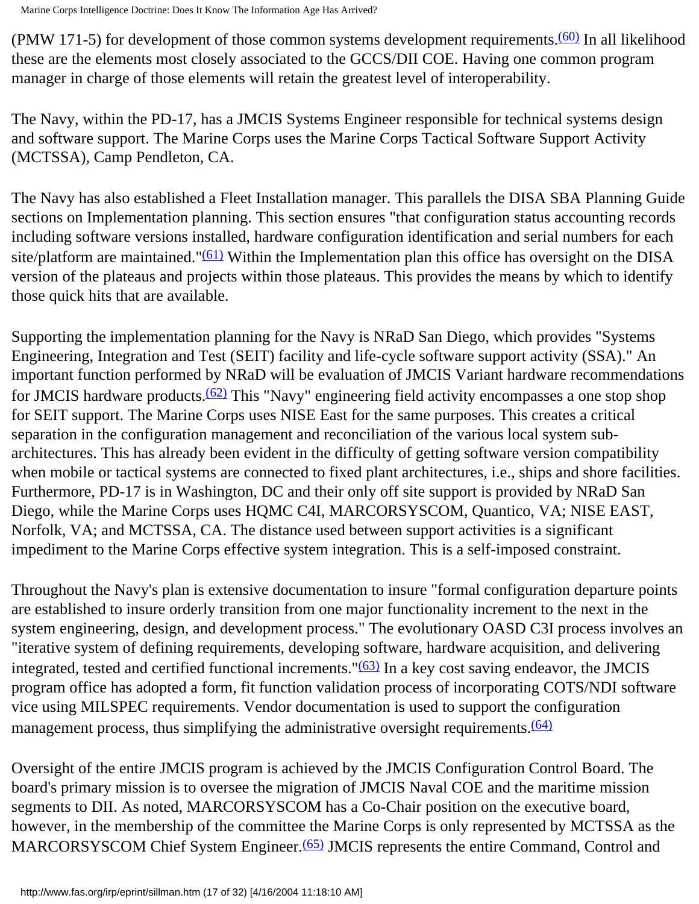(PMW 171-5) for development of those common systems development requirements.[(60)] In all likelihood these are the elements most closely associated to the GCCS/DII COE. Having one common program manager in charge of those elements will retain the greatest level of interoperability.

The Navy, within the PD-17, has a JMCIS Systems Engineer responsible for technical systems design and software support. The Marine Corps uses the Marine Corps Tactical Software Support Activity (MCTSSA), Camp Pendleton, CA.

The Navy has also established a Fleet Installation manager. This parallels the DISA SBA Planning Guide sections on Implementation planning. This section ensures "that configuration status accounting records including software versions installed, hardware configuration identification and serial numbers for each site/platform are maintained."[(61)] Within the Implementation plan this office has oversight on the DISA version of the plateaus and projects within those plateaus. This provides the means by which to identify those quick hits that are available.

Supporting the implementation planning for the Navy is NRaD San Diego, which provides "Systems Engineering, Integration and Test (SEIT) facility and life-cycle software support activity (SSA)." An important function performed by NRaD will be evaluation of JMCIS Variant hardware recommendations for JMCIS hardware products.[(62)] This "Navy" engineering field activity encompasses a one stop shop for SEIT support. The Marine Corps uses NISE East for the same purposes. This creates a critical separation in the configuration management and reconciliation of the various local system sub-architectures. This has already been evident in the difficulty of getting software version compatibility when mobile or tactical systems are connected to fixed plant architectures, i.e., ships and shore facilities. Furthermore, PD-17 is in Washington, DC and their only off site support is provided by NRaD San Diego, while the Marine Corps uses HQMC C4I, MARCORSYSCOM, Quantico, VA; NISE EAST, Norfolk, VA; and MCTSSA, CA. The distance used between support activities is a significant impediment to the Marine Corps effective system integration. This is a self-imposed constraint.

Throughout the Navy's plan is extensive documentation to insure "formal configuration departure points are established to insure orderly transition from one major functionality increment to the next in the system engineering, design, and development process." The evolutionary OASD C3I process involves an "iterative system of defining requirements, developing software, hardware acquisition, and delivering integrated, tested and certified functional increments."[(63)] In a key cost saving endeavor, the JMCIS program office has adopted a form, fit function validation process of incorporating COTS/NDI software vice using MILSPEC requirements. Vendor documentation is used to support the configuration management process, thus simplifying the administrative oversight requirements.[(64)]

Oversight of the entire JMCIS program is achieved by the JMCIS Configuration Control Board. The board's primary mission is to oversee the migration of JMCIS Naval COE and the maritime mission segments to DII. As noted, MARCORSYSCOM has a Co-Chair position on the executive board, however, in the membership of the committee the Marine Corps is only represented by MCTSSA as the MARCORSYSCOM Chief System Engineer.[(65)] JMCIS represents the entire Command, Control and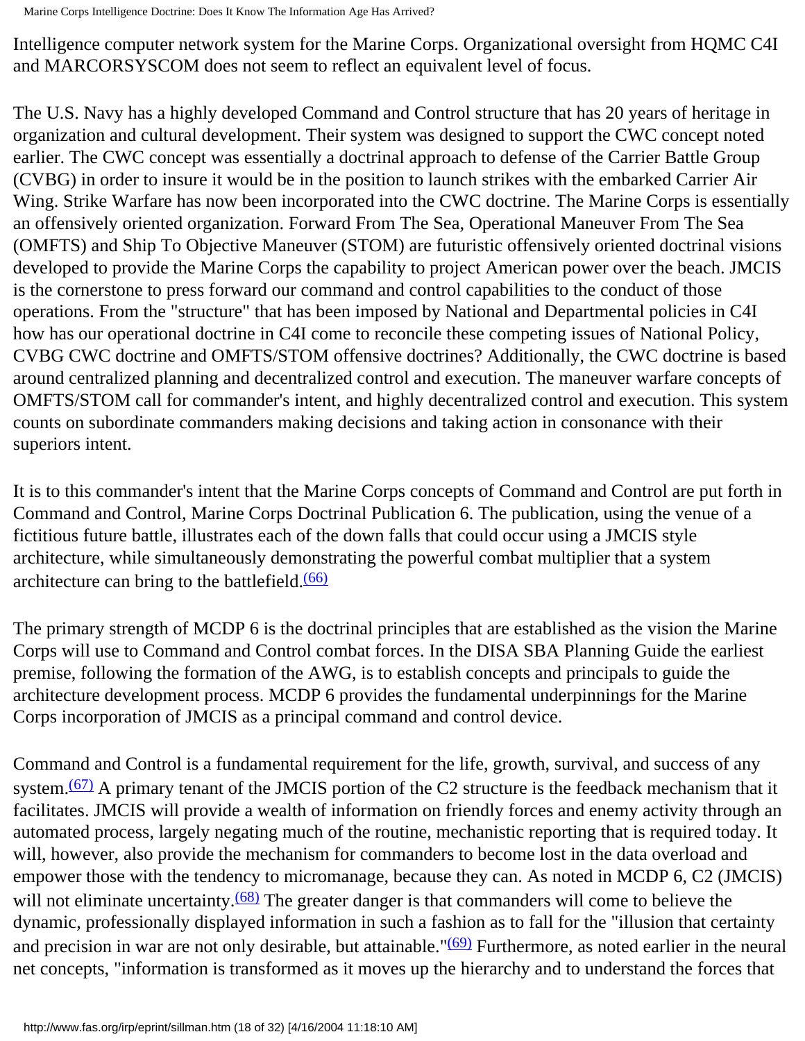Intelligence computer network system for the Marine Corps. Organizational oversight from HQMC C4I and MARCORSYSCOM does not seem to reflect an equivalent level of focus.

The U.S. Navy has a highly developed Command and Control structure that has 20 years of heritage in organization and cultural development. Their system was designed to support the CWC concept noted earlier. The CWC concept was essentially a doctrinal approach to defense of the Carrier Battle Group (CVBG) in order to insure it would be in the position to launch strikes with the embarked Carrier Air Wing. Strike Warfare has now been incorporated into the CWC doctrine. The Marine Corps is essentially an offensively oriented organization. Forward From The Sea, Operational Maneuver From The Sea (OMFTS) and Ship To Objective Maneuver (STOM) are futuristic offensively oriented doctrinal visions developed to provide the Marine Corps the capability to project American power over the beach. JMCIS is the cornerstone to press forward our command and control capabilities to the conduct of those operations. From the "structure" that has been imposed by National and Departmental policies in C4I how has our operational doctrine in C4I come to reconcile these competing issues of National Policy, CVBG CWC doctrine and OMFTS/STOM offensive doctrines? Additionally, the CWC doctrine is based around centralized planning and decentralized control and execution. The maneuver warfare concepts of OMFTS/STOM call for commander's intent, and highly decentralized control and execution. This system counts on subordinate commanders making decisions and taking action in consonance with their superiors intent.

It is to this commander's intent that the Marine Corps concepts of Command and Control are put forth in Command and Control, Marine Corps Doctrinal Publication 6. The publication, using the venue of a fictitious future battle, illustrates each of the down falls that could occur using a JMCIS style architecture, while simultaneously demonstrating the powerful combat multiplier that a system architecture can bring to the battlefield.[(66)]

The primary strength of MCDP 6 is the doctrinal principles that are established as the vision the Marine Corps will use to Command and Control combat forces. In the DISA SBA Planning Guide the earliest premise, following the formation of the AWG, is to establish concepts and principals to guide the architecture development process. MCDP 6 provides the fundamental underpinnings for the Marine Corps incorporation of JMCIS as a principal command and control device.

Command and Control is a fundamental requirement for the life, growth, survival, and success of any system.[(67)] A primary tenant of the JMCIS portion of the C2 structure is the feedback mechanism that it facilitates. JMCIS will provide a wealth of information on friendly forces and enemy activity through an automated process, largely negating much of the routine, mechanistic reporting that is required today. It will, however, also provide the mechanism for commanders to become lost in the data overload and empower those with the tendency to micromanage, because they can. As noted in MCDP 6, C2 (JMCIS) will not eliminate uncertainty.[(68)] The greater danger is that commanders will come to believe the dynamic, professionally displayed information in such a fashion as to fall for the "illusion that certainty and precision in war are not only desirable, but attainable."[(69)] Furthermore, as noted earlier in the neural net concepts, "information is transformed as it moves up the hierarchy and to understand the forces that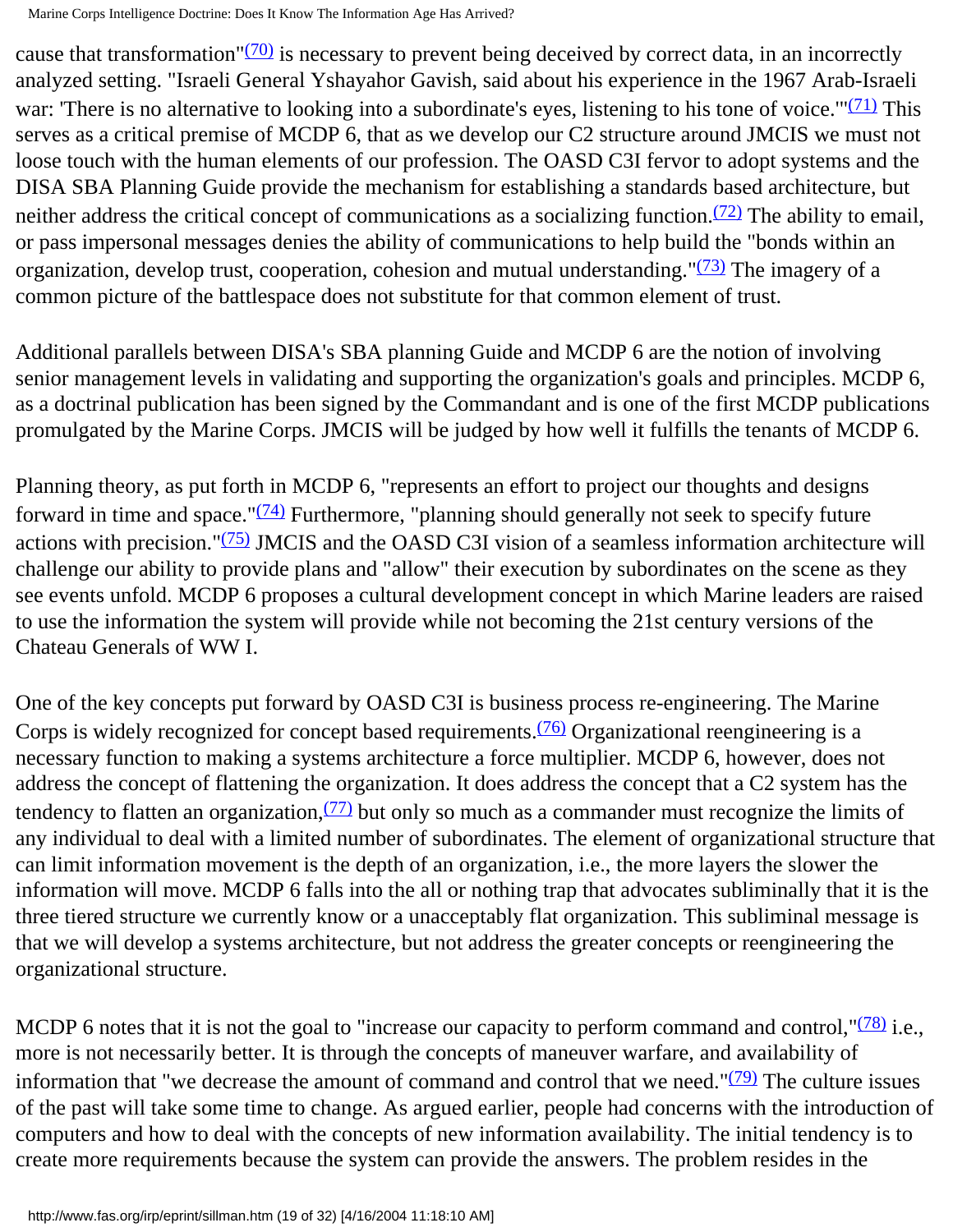cause that transformation"(70) is necessary to prevent being deceived by correct data, in an incorrectly analyzed setting. "Israeli General Yshayahor Gavish, said about his experience in the 1967 Arab-Israeli war: 'There is no alternative to looking into a subordinate's eyes, listening to his tone of voice.'"(71) This serves as a critical premise of MCDP 6, that as we develop our C2 structure around JMCIS we must not loose touch with the human elements of our profession. The OASD C3I fervor to adopt systems and the DISA SBA Planning Guide provide the mechanism for establishing a standards based architecture, but neither address the critical concept of communications as a socializing function.(72) The ability to email, or pass impersonal messages denies the ability of communications to help build the "bonds within an organization, develop trust, cooperation, cohesion and mutual understanding."(73) The imagery of a common picture of the battlespace does not substitute for that common element of trust.

Additional parallels between DISA's SBA planning Guide and MCDP 6 are the notion of involving senior management levels in validating and supporting the organization's goals and principles. MCDP 6, as a doctrinal publication has been signed by the Commandant and is one of the first MCDP publications promulgated by the Marine Corps. JMCIS will be judged by how well it fulfills the tenants of MCDP 6.

Planning theory, as put forth in MCDP 6, "represents an effort to project our thoughts and designs forward in time and space."(74) Furthermore, "planning should generally not seek to specify future actions with precision."(75) JMCIS and the OASD C3I vision of a seamless information architecture will challenge our ability to provide plans and "allow" their execution by subordinates on the scene as they see events unfold. MCDP 6 proposes a cultural development concept in which Marine leaders are raised to use the information the system will provide while not becoming the 21st century versions of the Chateau Generals of WW I.

One of the key concepts put forward by OASD C3I is business process re-engineering. The Marine Corps is widely recognized for concept based requirements.(76) Organizational reengineering is a necessary function to making a systems architecture a force multiplier. MCDP 6, however, does not address the concept of flattening the organization. It does address the concept that a C2 system has the tendency to flatten an organization,(77) but only so much as a commander must recognize the limits of any individual to deal with a limited number of subordinates. The element of organizational structure that can limit information movement is the depth of an organization, i.e., the more layers the slower the information will move. MCDP 6 falls into the all or nothing trap that advocates subliminally that it is the three tiered structure we currently know or a unacceptably flat organization. This subliminal message is that we will develop a systems architecture, but not address the greater concepts or reengineering the organizational structure.

MCDP 6 notes that it is not the goal to "increase our capacity to perform command and control,"(78) i.e., more is not necessarily better. It is through the concepts of maneuver warfare, and availability of information that "we decrease the amount of command and control that we need."(79) The culture issues of the past will take some time to change. As argued earlier, people had concerns with the introduction of computers and how to deal with the concepts of new information availability. The initial tendency is to create more requirements because the system can provide the answers. The problem resides in the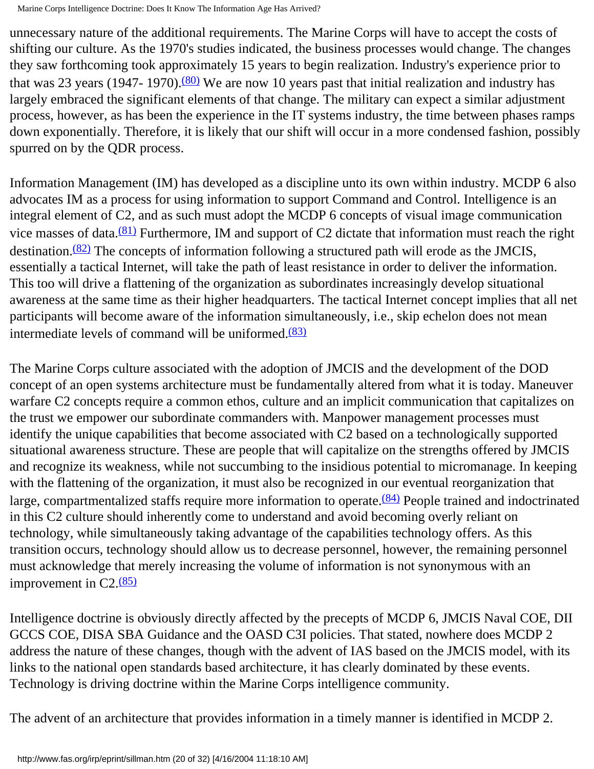unnecessary nature of the additional requirements. The Marine Corps will have to accept the costs of shifting our culture. As the 1970's studies indicated, the business processes would change. The changes they saw forthcoming took approximately 15 years to begin realization. Industry's experience prior to that was 23 years (1947- 1970).[(80)] We are now 10 years past that initial realization and industry has largely embraced the significant elements of that change. The military can expect a similar adjustment process, however, as has been the experience in the IT systems industry, the time between phases ramps down exponentially. Therefore, it is likely that our shift will occur in a more condensed fashion, possibly spurred on by the QDR process.

Information Management (IM) has developed as a discipline unto its own within industry. MCDP 6 also advocates IM as a process for using information to support Command and Control. Intelligence is an integral element of C2, and as such must adopt the MCDP 6 concepts of visual image communication vice masses of data.[(81)] Furthermore, IM and support of C2 dictate that information must reach the right destination.[(82)] The concepts of information following a structured path will erode as the JMCIS, essentially a tactical Internet, will take the path of least resistance in order to deliver the information. This too will drive a flattening of the organization as subordinates increasingly develop situational awareness at the same time as their higher headquarters. The tactical Internet concept implies that all net participants will become aware of the information simultaneously, i.e., skip echelon does not mean intermediate levels of command will be uniformed.[(83)]

The Marine Corps culture associated with the adoption of JMCIS and the development of the DOD concept of an open systems architecture must be fundamentally altered from what it is today. Maneuver warfare C2 concepts require a common ethos, culture and an implicit communication that capitalizes on the trust we empower our subordinate commanders with. Manpower management processes must identify the unique capabilities that become associated with C2 based on a technologically supported situational awareness structure. These are people that will capitalize on the strengths offered by JMCIS and recognize its weakness, while not succumbing to the insidious potential to micromanage. In keeping with the flattening of the organization, it must also be recognized in our eventual reorganization that large, compartmentalized staffs require more information to operate.[(84)] People trained and indoctrinated in this C2 culture should inherently come to understand and avoid becoming overly reliant on technology, while simultaneously taking advantage of the capabilities technology offers. As this transition occurs, technology should allow us to decrease personnel, however, the remaining personnel must acknowledge that merely increasing the volume of information is not synonymous with an improvement in C2.[(85)]

Intelligence doctrine is obviously directly affected by the precepts of MCDP 6, JMCIS Naval COE, DII GCCS COE, DISA SBA Guidance and the OASD C3I policies. That stated, nowhere does MCDP 2 address the nature of these changes, though with the advent of IAS based on the JMCIS model, with its links to the national open standards based architecture, it has clearly dominated by these events. Technology is driving doctrine within the Marine Corps intelligence community.

The advent of an architecture that provides information in a timely manner is identified in MCDP 2.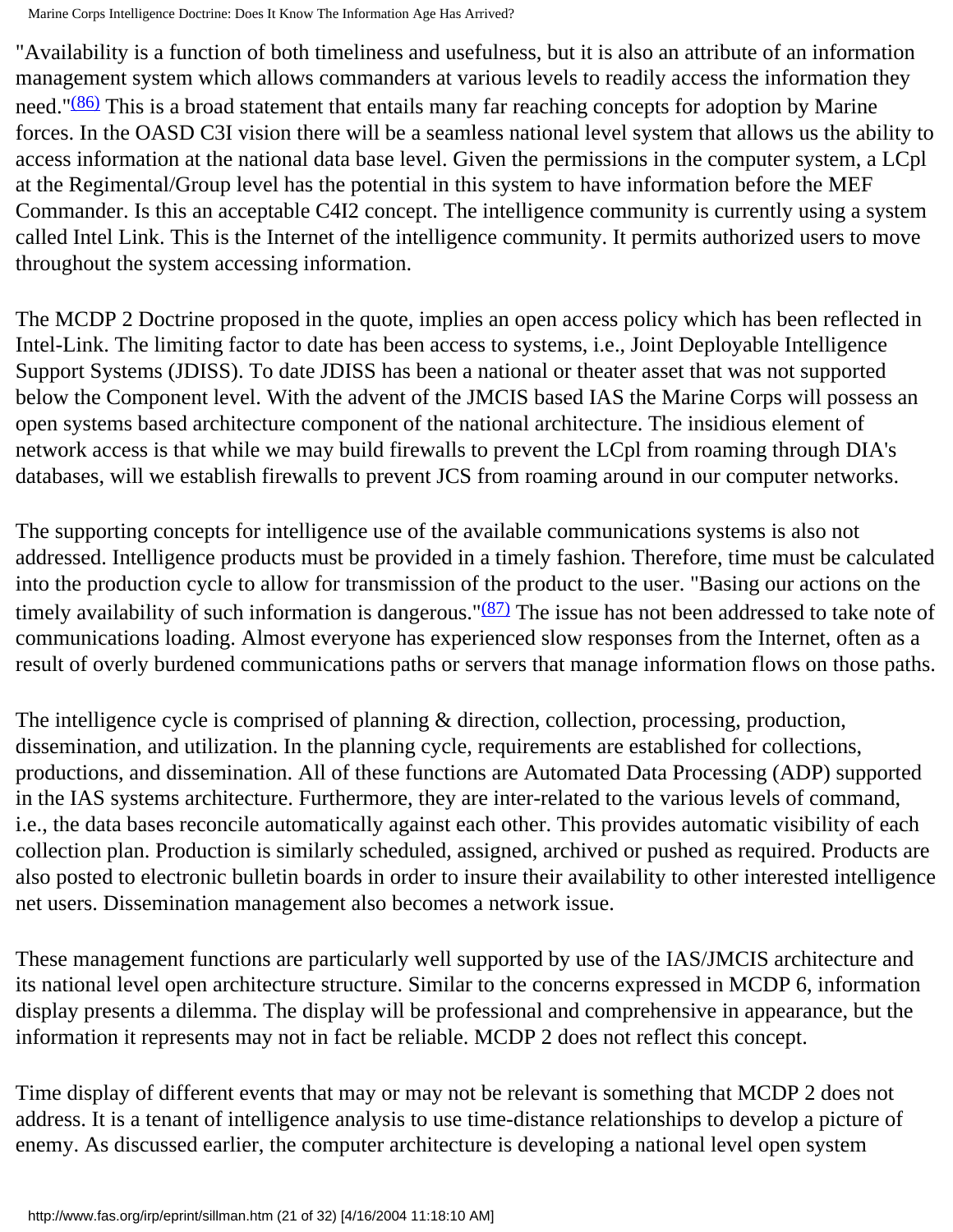"Availability is a function of both timeliness and usefulness, but it is also an attribute of an information management system which allows commanders at various levels to readily access the information they need."(86) This is a broad statement that entails many far reaching concepts for adoption by Marine forces. In the OASD C3I vision there will be a seamless national level system that allows us the ability to access information at the national data base level. Given the permissions in the computer system, a LCpl at the Regimental/Group level has the potential in this system to have information before the MEF Commander. Is this an acceptable C4I2 concept. The intelligence community is currently using a system called Intel Link. This is the Internet of the intelligence community. It permits authorized users to move throughout the system accessing information.

The MCDP 2 Doctrine proposed in the quote, implies an open access policy which has been reflected in Intel-Link. The limiting factor to date has been access to systems, i.e., Joint Deployable Intelligence Support Systems (JDISS). To date JDISS has been a national or theater asset that was not supported below the Component level. With the advent of the JMCIS based IAS the Marine Corps will possess an open systems based architecture component of the national architecture. The insidious element of network access is that while we may build firewalls to prevent the LCpl from roaming through DIA's databases, will we establish firewalls to prevent JCS from roaming around in our computer networks.

The supporting concepts for intelligence use of the available communications systems is also not addressed. Intelligence products must be provided in a timely fashion. Therefore, time must be calculated into the production cycle to allow for transmission of the product to the user. "Basing our actions on the timely availability of such information is dangerous."(87) The issue has not been addressed to take note of communications loading. Almost everyone has experienced slow responses from the Internet, often as a result of overly burdened communications paths or servers that manage information flows on those paths.

The intelligence cycle is comprised of planning & direction, collection, processing, production, dissemination, and utilization. In the planning cycle, requirements are established for collections, productions, and dissemination. All of these functions are Automated Data Processing (ADP) supported in the IAS systems architecture. Furthermore, they are inter-related to the various levels of command, i.e., the data bases reconcile automatically against each other. This provides automatic visibility of each collection plan. Production is similarly scheduled, assigned, archived or pushed as required. Products are also posted to electronic bulletin boards in order to insure their availability to other interested intelligence net users. Dissemination management also becomes a network issue.

These management functions are particularly well supported by use of the IAS/JMCIS architecture and its national level open architecture structure. Similar to the concerns expressed in MCDP 6, information display presents a dilemma. The display will be professional and comprehensive in appearance, but the information it represents may not in fact be reliable. MCDP 2 does not reflect this concept.

Time display of different events that may or may not be relevant is something that MCDP 2 does not address. It is a tenant of intelligence analysis to use time-distance relationships to develop a picture of enemy. As discussed earlier, the computer architecture is developing a national level open system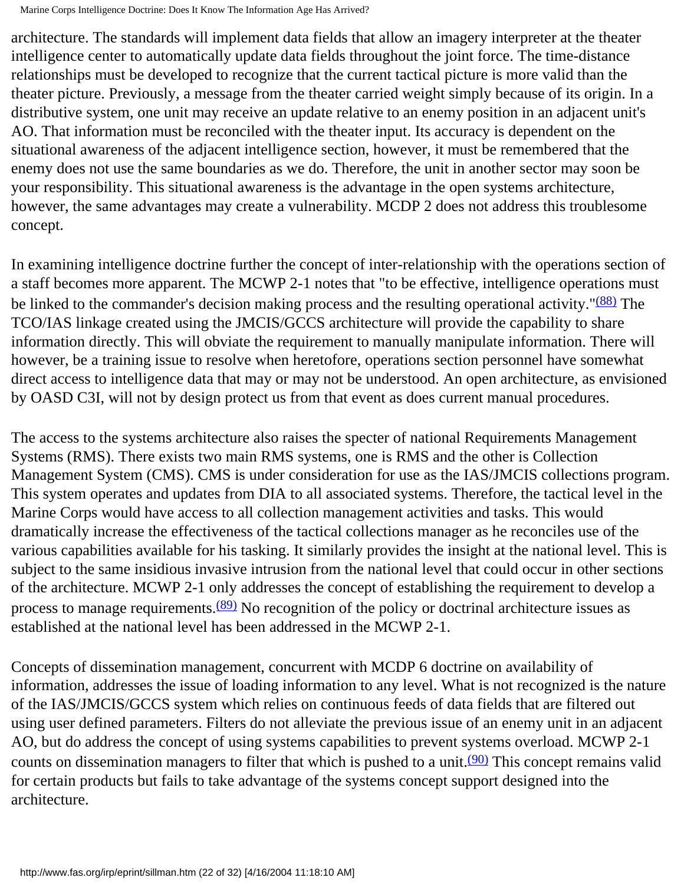architecture. The standards will implement data fields that allow an imagery interpreter at the theater intelligence center to automatically update data fields throughout the joint force. The time-distance relationships must be developed to recognize that the current tactical picture is more valid than the theater picture. Previously, a message from the theater carried weight simply because of its origin. In a distributive system, one unit may receive an update relative to an enemy position in an adjacent unit's AO. That information must be reconciled with the theater input. Its accuracy is dependent on the situational awareness of the adjacent intelligence section, however, it must be remembered that the enemy does not use the same boundaries as we do. Therefore, the unit in another sector may soon be your responsibility. This situational awareness is the advantage in the open systems architecture, however, the same advantages may create a vulnerability. MCDP 2 does not address this troublesome concept.

In examining intelligence doctrine further the concept of inter-relationship with the operations section of a staff becomes more apparent. The MCWP 2-1 notes that "to be effective, intelligence operations must be linked to the commander's decision making process and the resulting operational activity."[(88)] The TCO/IAS linkage created using the JMCIS/GCCS architecture will provide the capability to share information directly. This will obviate the requirement to manually manipulate information. There will however, be a training issue to resolve when heretofore, operations section personnel have somewhat direct access to intelligence data that may or may not be understood. An open architecture, as envisioned by OASD C3I, will not by design protect us from that event as does current manual procedures.

The access to the systems architecture also raises the specter of national Requirements Management Systems (RMS). There exists two main RMS systems, one is RMS and the other is Collection Management System (CMS). CMS is under consideration for use as the IAS/JMCIS collections program. This system operates and updates from DIA to all associated systems. Therefore, the tactical level in the Marine Corps would have access to all collection management activities and tasks. This would dramatically increase the effectiveness of the tactical collections manager as he reconciles use of the various capabilities available for his tasking. It similarly provides the insight at the national level. This is subject to the same insidious invasive intrusion from the national level that could occur in other sections of the architecture. MCWP 2-1 only addresses the concept of establishing the requirement to develop a process to manage requirements.[(89)] No recognition of the policy or doctrinal architecture issues as established at the national level has been addressed in the MCWP 2-1.

Concepts of dissemination management, concurrent with MCDP 6 doctrine on availability of information, addresses the issue of loading information to any level. What is not recognized is the nature of the IAS/JMCIS/GCCS system which relies on continuous feeds of data fields that are filtered out using user defined parameters. Filters do not alleviate the previous issue of an enemy unit in an adjacent AO, but do address the concept of using systems capabilities to prevent systems overload. MCWP 2-1 counts on dissemination managers to filter that which is pushed to a unit.[(90)] This concept remains valid for certain products but fails to take advantage of the systems concept support designed into the architecture.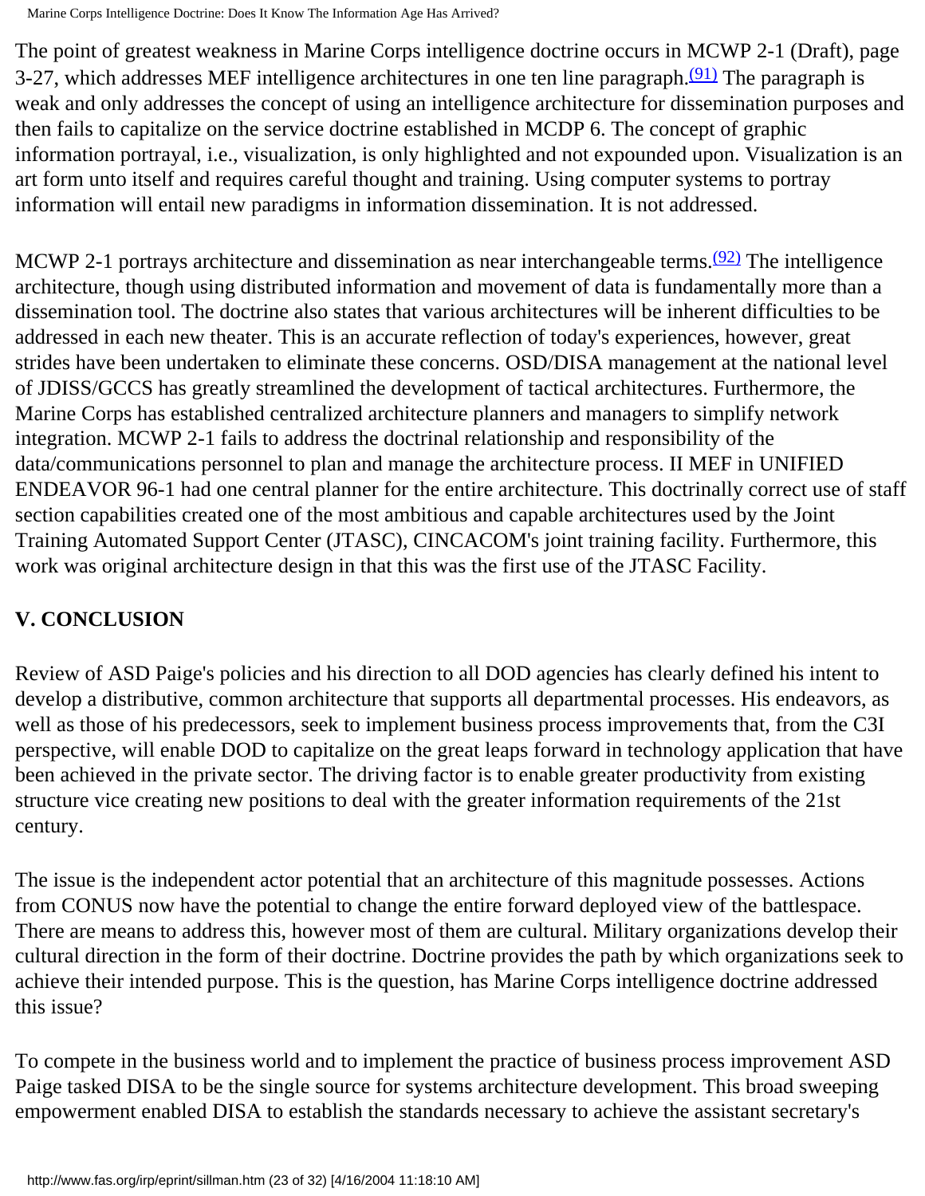The point of greatest weakness in Marine Corps intelligence doctrine occurs in MCWP 2-1 (Draft), page 3-27, which addresses MEF intelligence architectures in one ten line paragraph.[(91)] The paragraph is weak and only addresses the concept of using an intelligence architecture for dissemination purposes and then fails to capitalize on the service doctrine established in MCDP 6. The concept of graphic information portrayal, i.e., visualization, is only highlighted and not expounded upon. Visualization is an art form unto itself and requires careful thought and training. Using computer systems to portray information will entail new paradigms in information dissemination. It is not addressed.

MCWP 2-1 portrays architecture and dissemination as near interchangeable terms.[(92)] The intelligence architecture, though using distributed information and movement of data is fundamentally more than a dissemination tool. The doctrine also states that various architectures will be inherent difficulties to be addressed in each new theater. This is an accurate reflection of today's experiences, however, great strides have been undertaken to eliminate these concerns. OSD/DISA management at the national level of JDISS/GCCS has greatly streamlined the development of tactical architectures. Furthermore, the Marine Corps has established centralized architecture planners and managers to simplify network integration. MCWP 2-1 fails to address the doctrinal relationship and responsibility of the data/communications personnel to plan and manage the architecture process. II MEF in UNIFIED ENDEAVOR 96-1 had one central planner for the entire architecture. This doctrinally correct use of staff section capabilities created one of the most ambitious and capable architectures used by the Joint Training Automated Support Center (JTASC), CINCACOM's joint training facility. Furthermore, this work was original architecture design in that this was the first use of the JTASC Facility.

## V. CONCLUSION

Review of ASD Paige's policies and his direction to all DOD agencies has clearly defined his intent to develop a distributive, common architecture that supports all departmental processes. His endeavors, as well as those of his predecessors, seek to implement business process improvements that, from the C3I perspective, will enable DOD to capitalize on the great leaps forward in technology application that have been achieved in the private sector. The driving factor is to enable greater productivity from existing structure vice creating new positions to deal with the greater information requirements of the 21st century.

The issue is the independent actor potential that an architecture of this magnitude possesses. Actions from CONUS now have the potential to change the entire forward deployed view of the battlespace. There are means to address this, however most of them are cultural. Military organizations develop their cultural direction in the form of their doctrine. Doctrine provides the path by which organizations seek to achieve their intended purpose. This is the question, has Marine Corps intelligence doctrine addressed this issue?

To compete in the business world and to implement the practice of business process improvement ASD Paige tasked DISA to be the single source for systems architecture development. This broad sweeping empowerment enabled DISA to establish the standards necessary to achieve the assistant secretary's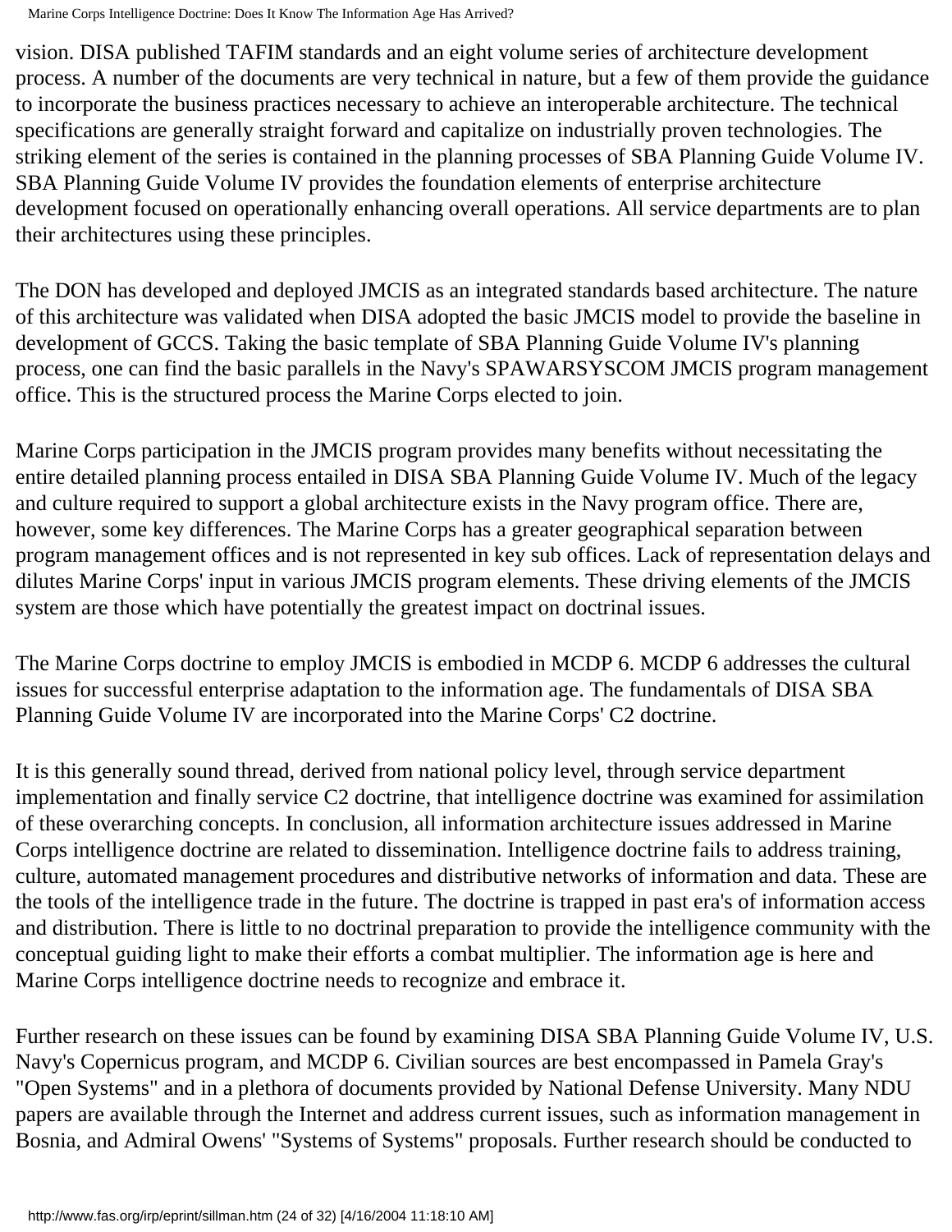vision. DISA published TAFIM standards and an eight volume series of architecture development process. A number of the documents are very technical in nature, but a few of them provide the guidance to incorporate the business practices necessary to achieve an interoperable architecture. The technical specifications are generally straight forward and capitalize on industrially proven technologies. The striking element of the series is contained in the planning processes of SBA Planning Guide Volume IV. SBA Planning Guide Volume IV provides the foundation elements of enterprise architecture development focused on operationally enhancing overall operations. All service departments are to plan their architectures using these principles.

The DON has developed and deployed JMCIS as an integrated standards based architecture. The nature of this architecture was validated when DISA adopted the basic JMCIS model to provide the baseline in development of GCCS. Taking the basic template of SBA Planning Guide Volume IV's planning process, one can find the basic parallels in the Navy's SPAWARSYSCOM JMCIS program management office. This is the structured process the Marine Corps elected to join.

Marine Corps participation in the JMCIS program provides many benefits without necessitating the entire detailed planning process entailed in DISA SBA Planning Guide Volume IV. Much of the legacy and culture required to support a global architecture exists in the Navy program office. There are, however, some key differences. The Marine Corps has a greater geographical separation between program management offices and is not represented in key sub offices. Lack of representation delays and dilutes Marine Corps' input in various JMCIS program elements. These driving elements of the JMCIS system are those which have potentially the greatest impact on doctrinal issues.

The Marine Corps doctrine to employ JMCIS is embodied in MCDP 6. MCDP 6 addresses the cultural issues for successful enterprise adaptation to the information age. The fundamentals of DISA SBA Planning Guide Volume IV are incorporated into the Marine Corps' C2 doctrine.

It is this generally sound thread, derived from national policy level, through service department implementation and finally service C2 doctrine, that intelligence doctrine was examined for assimilation of these overarching concepts. In conclusion, all information architecture issues addressed in Marine Corps intelligence doctrine are related to dissemination. Intelligence doctrine fails to address training, culture, automated management procedures and distributive networks of information and data. These are the tools of the intelligence trade in the future. The doctrine is trapped in past era's of information access and distribution. There is little to no doctrinal preparation to provide the intelligence community with the conceptual guiding light to make their efforts a combat multiplier. The information age is here and Marine Corps intelligence doctrine needs to recognize and embrace it.

Further research on these issues can be found by examining DISA SBA Planning Guide Volume IV, U.S. Navy's Copernicus program, and MCDP 6. Civilian sources are best encompassed in Pamela Gray's "Open Systems" and in a plethora of documents provided by National Defense University. Many NDU papers are available through the Internet and address current issues, such as information management in Bosnia, and Admiral Owens' "Systems of Systems" proposals. Further research should be conducted to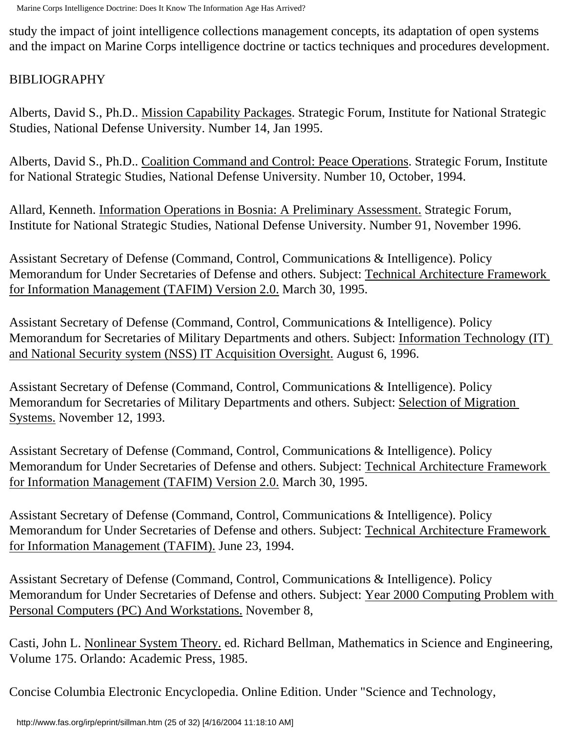study the impact of joint intelligence collections management concepts, its adaptation of open systems and the impact on Marine Corps intelligence doctrine or tactics techniques and procedures development.

## BIBLIOGRAPHY

Alberts, David S., Ph.D.. <u>Mission Capability Packages</u>. Strategic Forum, Institute for National Strategic Studies, National Defense University. Number 14, Jan 1995.

Alberts, David S., Ph.D.. <u>Coalition Command and Control: Peace Operations</u>. Strategic Forum, Institute for National Strategic Studies, National Defense University. Number 10, October, 1994.

Allard, Kenneth. <u>Information Operations in Bosnia: A Preliminary Assessment.</u> Strategic Forum, Institute for National Strategic Studies, National Defense University. Number 91, November 1996.

Assistant Secretary of Defense (Command, Control, Communications & Intelligence). Policy Memorandum for Under Secretaries of Defense and others. Subject: <u>Technical Architecture Framework for Information Management (TAFIM) Version 2.0.</u> March 30, 1995.

Assistant Secretary of Defense (Command, Control, Communications & Intelligence). Policy Memorandum for Secretaries of Military Departments and others. Subject: <u>Information Technology (IT) and National Security system (NSS) IT Acquisition Oversight.</u> August 6, 1996.

Assistant Secretary of Defense (Command, Control, Communications & Intelligence). Policy Memorandum for Secretaries of Military Departments and others. Subject: <u>Selection of Migration Systems.</u> November 12, 1993.

Assistant Secretary of Defense (Command, Control, Communications & Intelligence). Policy Memorandum for Under Secretaries of Defense and others. Subject: <u>Technical Architecture Framework for Information Management (TAFIM) Version 2.0.</u> March 30, 1995.

Assistant Secretary of Defense (Command, Control, Communications & Intelligence). Policy Memorandum for Under Secretaries of Defense and others. Subject: <u>Technical Architecture Framework for Information Management (TAFIM).</u> June 23, 1994.

Assistant Secretary of Defense (Command, Control, Communications & Intelligence). Policy Memorandum for Under Secretaries of Defense and others. Subject: <u>Year 2000 Computing Problem with Personal Computers (PC) And Workstations.</u> November 8,

Casti, John L. <u>Nonlinear System Theory.</u> ed. Richard Bellman, Mathematics in Science and Engineering, Volume 175. Orlando: Academic Press, 1985.

Concise Columbia Electronic Encyclopedia. Online Edition. Under "Science and Technology,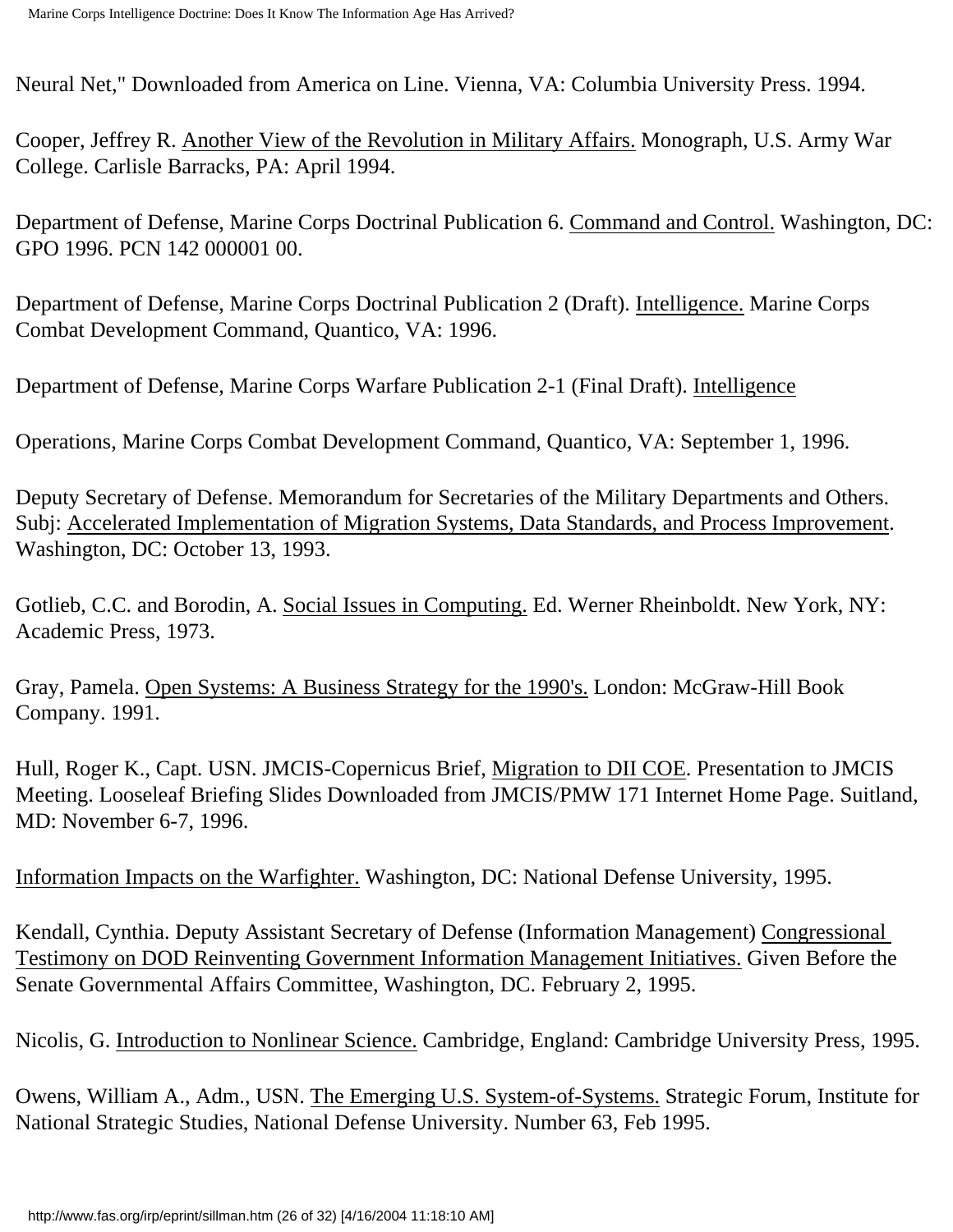Neural Net," Downloaded from America on Line. Vienna, VA: Columbia University Press. 1994.

Cooper, Jeffrey R. Another View of the Revolution in Military Affairs. Monograph, U.S. Army War College. Carlisle Barracks, PA: April 1994.

Department of Defense, Marine Corps Doctrinal Publication 6. Command and Control. Washington, DC: GPO 1996. PCN 142 000001 00.

Department of Defense, Marine Corps Doctrinal Publication 2 (Draft). Intelligence. Marine Corps Combat Development Command, Quantico, VA: 1996.

Department of Defense, Marine Corps Warfare Publication 2-1 (Final Draft). Intelligence

Operations, Marine Corps Combat Development Command, Quantico, VA: September 1, 1996.

Deputy Secretary of Defense. Memorandum for Secretaries of the Military Departments and Others. Subj: Accelerated Implementation of Migration Systems, Data Standards, and Process Improvement. Washington, DC: October 13, 1993.

Gotlieb, C.C. and Borodin, A. Social Issues in Computing. Ed. Werner Rheinboldt. New York, NY: Academic Press, 1973.

Gray, Pamela. Open Systems: A Business Strategy for the 1990's. London: McGraw-Hill Book Company. 1991.

Hull, Roger K., Capt. USN. JMCIS-Copernicus Brief, Migration to DII COE. Presentation to JMCIS Meeting. Looseleaf Briefing Slides Downloaded from JMCIS/PMW 171 Internet Home Page. Suitland, MD: November 6-7, 1996.

Information Impacts on the Warfighter. Washington, DC: National Defense University, 1995.

Kendall, Cynthia. Deputy Assistant Secretary of Defense (Information Management) Congressional Testimony on DOD Reinventing Government Information Management Initiatives. Given Before the Senate Governmental Affairs Committee, Washington, DC. February 2, 1995.

Nicolis, G. Introduction to Nonlinear Science. Cambridge, England: Cambridge University Press, 1995.

Owens, William A., Adm., USN. The Emerging U.S. System-of-Systems. Strategic Forum, Institute for National Strategic Studies, National Defense University. Number 63, Feb 1995.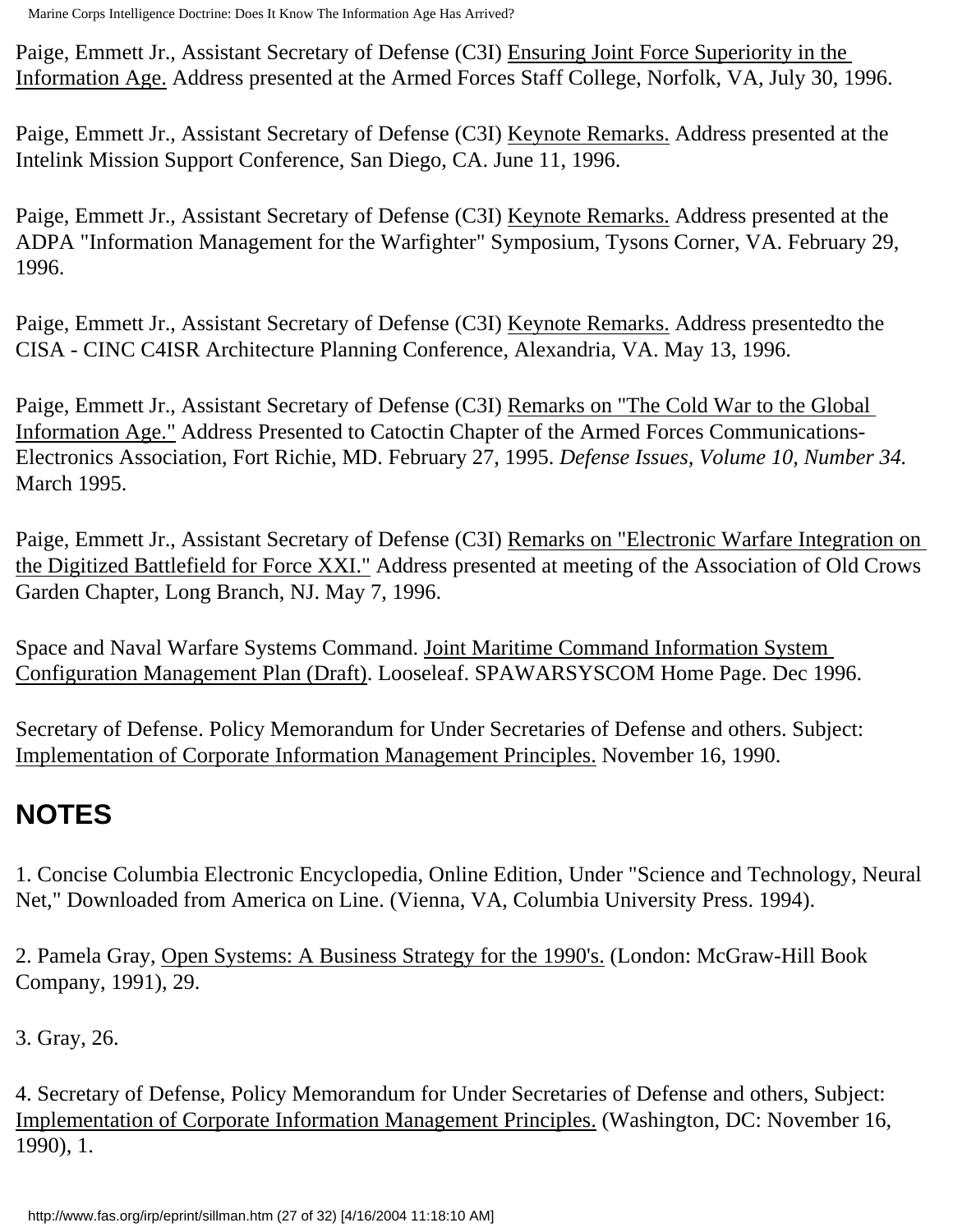Paige, Emmett Jr., Assistant Secretary of Defense (C3I) Ensuring Joint Force Superiority in the Information Age. Address presented at the Armed Forces Staff College, Norfolk, VA, July 30, 1996.

Paige, Emmett Jr., Assistant Secretary of Defense (C3I) Keynote Remarks. Address presented at the Intelink Mission Support Conference, San Diego, CA. June 11, 1996.

Paige, Emmett Jr., Assistant Secretary of Defense (C3I) Keynote Remarks. Address presented at the ADPA "Information Management for the Warfighter" Symposium, Tysons Corner, VA. February 29, 1996.

Paige, Emmett Jr., Assistant Secretary of Defense (C3I) Keynote Remarks. Address presentedto the CISA - CINC C4ISR Architecture Planning Conference, Alexandria, VA. May 13, 1996.

Paige, Emmett Jr., Assistant Secretary of Defense (C3I) Remarks on "The Cold War to the Global Information Age." Address Presented to Catoctin Chapter of the Armed Forces Communications-Electronics Association, Fort Richie, MD. February 27, 1995. *Defense Issues, Volume 10, Number 34.* March 1995.

Paige, Emmett Jr., Assistant Secretary of Defense (C3I) Remarks on "Electronic Warfare Integration on the Digitized Battlefield for Force XXI." Address presented at meeting of the Association of Old Crows Garden Chapter, Long Branch, NJ. May 7, 1996.

Space and Naval Warfare Systems Command. Joint Maritime Command Information System Configuration Management Plan (Draft). Looseleaf. SPAWARSYSCOM Home Page. Dec 1996.

Secretary of Defense. Policy Memorandum for Under Secretaries of Defense and others. Subject: Implementation of Corporate Information Management Principles. November 16, 1990.

## NOTES

1. Concise Columbia Electronic Encyclopedia, Online Edition, Under "Science and Technology, Neural Net," Downloaded from America on Line. (Vienna, VA, Columbia University Press. 1994).

2. Pamela Gray, Open Systems: A Business Strategy for the 1990's. (London: McGraw-Hill Book Company, 1991), 29.

3. Gray, 26.

4. Secretary of Defense, Policy Memorandum for Under Secretaries of Defense and others, Subject: Implementation of Corporate Information Management Principles. (Washington, DC: November 16, 1990), 1.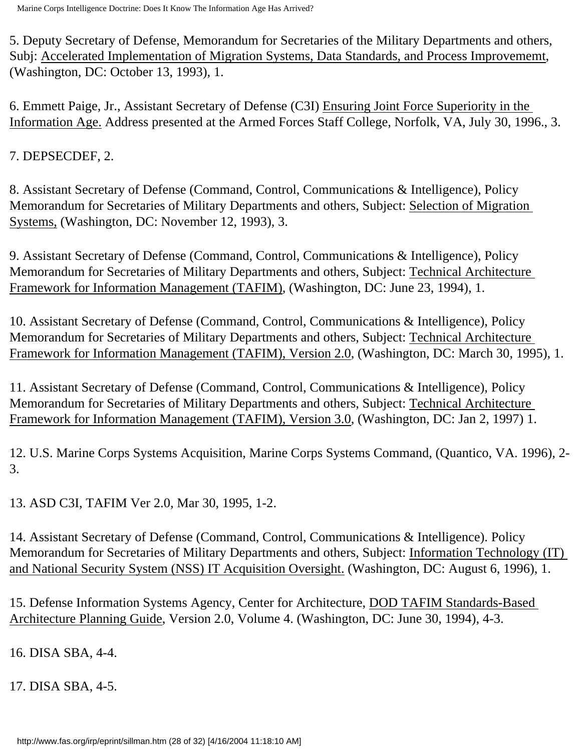5. Deputy Secretary of Defense, Memorandum for Secretaries of the Military Departments and others, Subj: Accelerated Implementation of Migration Systems, Data Standards, and Process Improvememt, (Washington, DC: October 13, 1993), 1.

6. Emmett Paige, Jr., Assistant Secretary of Defense (C3I) Ensuring Joint Force Superiority in the Information Age. Address presented at the Armed Forces Staff College, Norfolk, VA, July 30, 1996., 3.

7. DEPSECDEF, 2.

8. Assistant Secretary of Defense (Command, Control, Communications & Intelligence), Policy Memorandum for Secretaries of Military Departments and others, Subject: Selection of Migration Systems, (Washington, DC: November 12, 1993), 3.

9. Assistant Secretary of Defense (Command, Control, Communications & Intelligence), Policy Memorandum for Secretaries of Military Departments and others, Subject: Technical Architecture Framework for Information Management (TAFIM), (Washington, DC: June 23, 1994), 1.

10. Assistant Secretary of Defense (Command, Control, Communications & Intelligence), Policy Memorandum for Secretaries of Military Departments and others, Subject: Technical Architecture Framework for Information Management (TAFIM), Version 2.0, (Washington, DC: March 30, 1995), 1.

11. Assistant Secretary of Defense (Command, Control, Communications & Intelligence), Policy Memorandum for Secretaries of Military Departments and others, Subject: Technical Architecture Framework for Information Management (TAFIM), Version 3.0, (Washington, DC: Jan 2, 1997) 1.

12. U.S. Marine Corps Systems Acquisition, Marine Corps Systems Command, (Quantico, VA. 1996), 2-3.

13. ASD C3I, TAFIM Ver 2.0, Mar 30, 1995, 1-2.

14. Assistant Secretary of Defense (Command, Control, Communications & Intelligence). Policy Memorandum for Secretaries of Military Departments and others, Subject: Information Technology (IT) and National Security System (NSS) IT Acquisition Oversight. (Washington, DC: August 6, 1996), 1.

15. Defense Information Systems Agency, Center for Architecture, DOD TAFIM Standards-Based Architecture Planning Guide, Version 2.0, Volume 4. (Washington, DC: June 30, 1994), 4-3.

16. DISA SBA, 4-4.

17. DISA SBA, 4-5.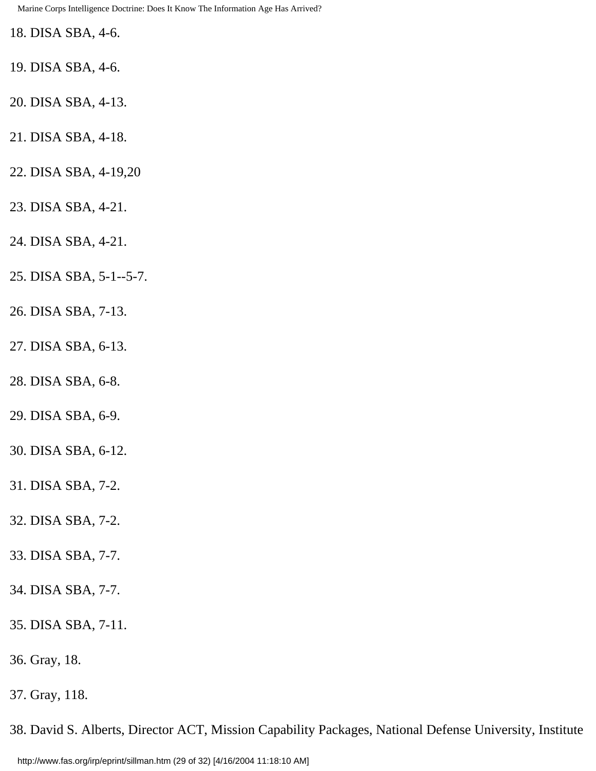18. DISA SBA, 4-6.

19. DISA SBA, 4-6.

20. DISA SBA, 4-13.

21. DISA SBA, 4-18.

22. DISA SBA, 4-19,20

23. DISA SBA, 4-21.

24. DISA SBA, 4-21.

25. DISA SBA, 5-1--5-7.

26. DISA SBA, 7-13.

27. DISA SBA, 6-13.

28. DISA SBA, 6-8.

29. DISA SBA, 6-9.

30. DISA SBA, 6-12.

31. DISA SBA, 7-2.

32. DISA SBA, 7-2.

33. DISA SBA, 7-7.

34. DISA SBA, 7-7.

35. DISA SBA, 7-11.

36. Gray, 18.

37. Gray, 118.

38. David S. Alberts, Director ACT, Mission Capability Packages, National Defense University, Institute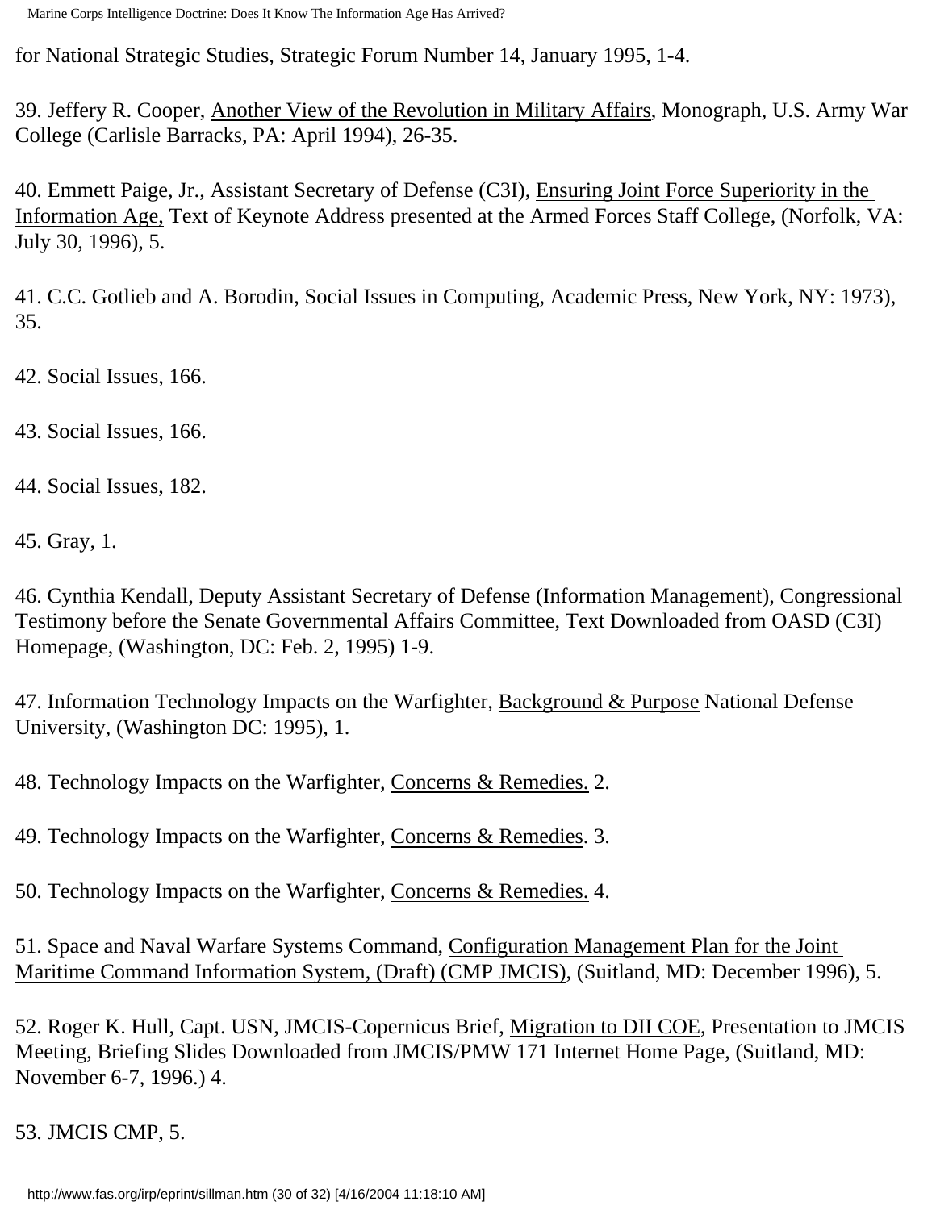for National Strategic Studies, Strategic Forum Number 14, January 1995, 1-4.

39. Jeffery R. Cooper, Another View of the Revolution in Military Affairs, Monograph, U.S. Army War College (Carlisle Barracks, PA: April 1994), 26-35.

40. Emmett Paige, Jr., Assistant Secretary of Defense (C3I), Ensuring Joint Force Superiority in the Information Age, Text of Keynote Address presented at the Armed Forces Staff College, (Norfolk, VA: July 30, 1996), 5.

41. C.C. Gotlieb and A. Borodin, Social Issues in Computing, Academic Press, New York, NY: 1973), 35.

42. Social Issues, 166.

43. Social Issues, 166.

44. Social Issues, 182.

45. Gray, 1.

46. Cynthia Kendall, Deputy Assistant Secretary of Defense (Information Management), Congressional Testimony before the Senate Governmental Affairs Committee, Text Downloaded from OASD (C3I) Homepage, (Washington, DC: Feb. 2, 1995) 1-9.

47. Information Technology Impacts on the Warfighter, Background & Purpose National Defense University, (Washington DC: 1995), 1.

48. Technology Impacts on the Warfighter, Concerns & Remedies. 2.

49. Technology Impacts on the Warfighter, Concerns & Remedies. 3.

50. Technology Impacts on the Warfighter, Concerns & Remedies. 4.

51. Space and Naval Warfare Systems Command, Configuration Management Plan for the Joint Maritime Command Information System, (Draft) (CMP JMCIS), (Suitland, MD: December 1996), 5.

52. Roger K. Hull, Capt. USN, JMCIS-Copernicus Brief, Migration to DII COE, Presentation to JMCIS Meeting, Briefing Slides Downloaded from JMCIS/PMW 171 Internet Home Page, (Suitland, MD: November 6-7, 1996.) 4.

53. JMCIS CMP, 5.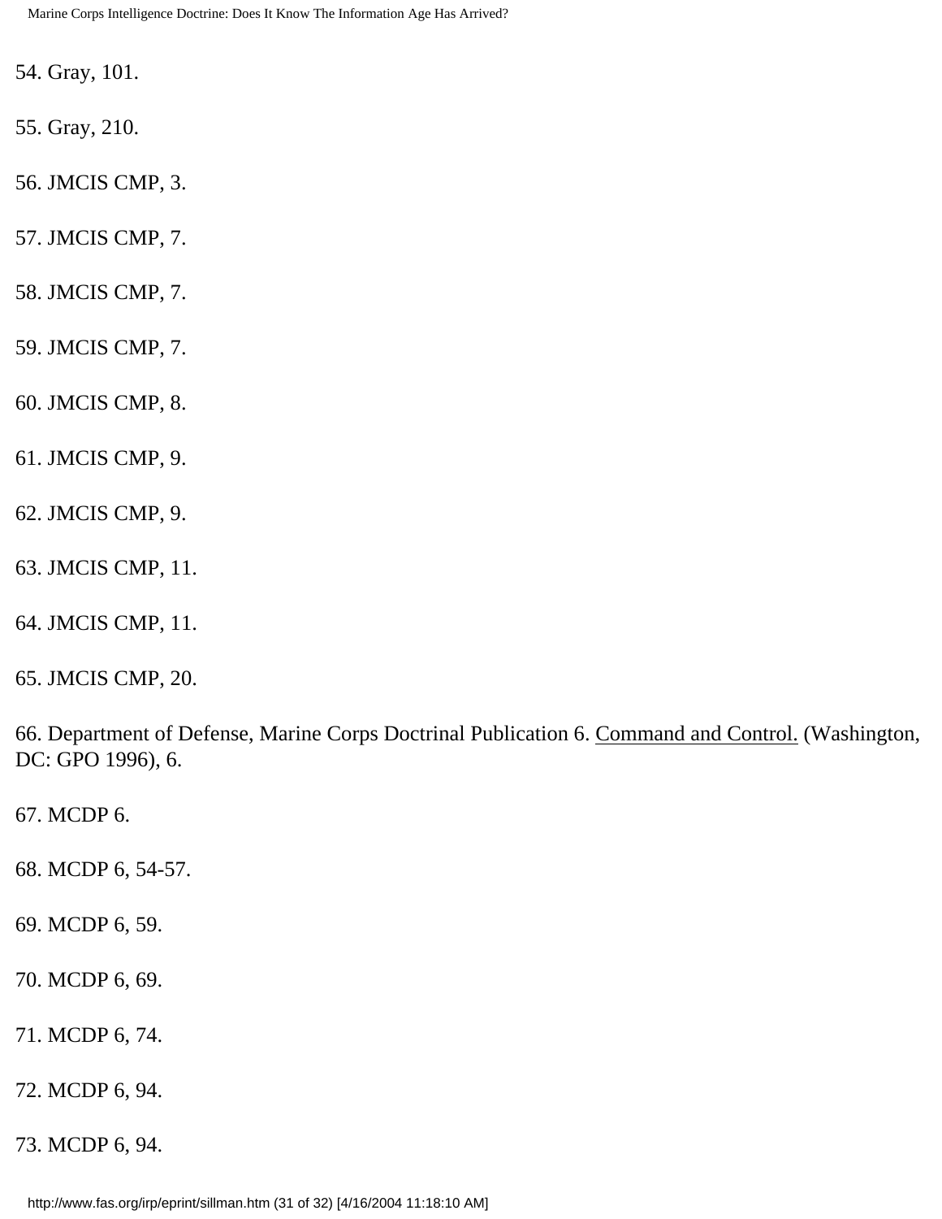54. Gray, 101.

55. Gray, 210.

56. JMCIS CMP, 3.

57. JMCIS CMP, 7.

58. JMCIS CMP, 7.

59. JMCIS CMP, 7.

60. JMCIS CMP, 8.

61. JMCIS CMP, 9.

62. JMCIS CMP, 9.

63. JMCIS CMP, 11.

64. JMCIS CMP, 11.

65. JMCIS CMP, 20.

66. Department of Defense, Marine Corps Doctrinal Publication 6. Command and Control. (Washington, DC: GPO 1996), 6.

67. MCDP 6.

68. MCDP 6, 54-57.

69. MCDP 6, 59.

70. MCDP 6, 69.

71. MCDP 6, 74.

72. MCDP 6, 94.

73. MCDP 6, 94.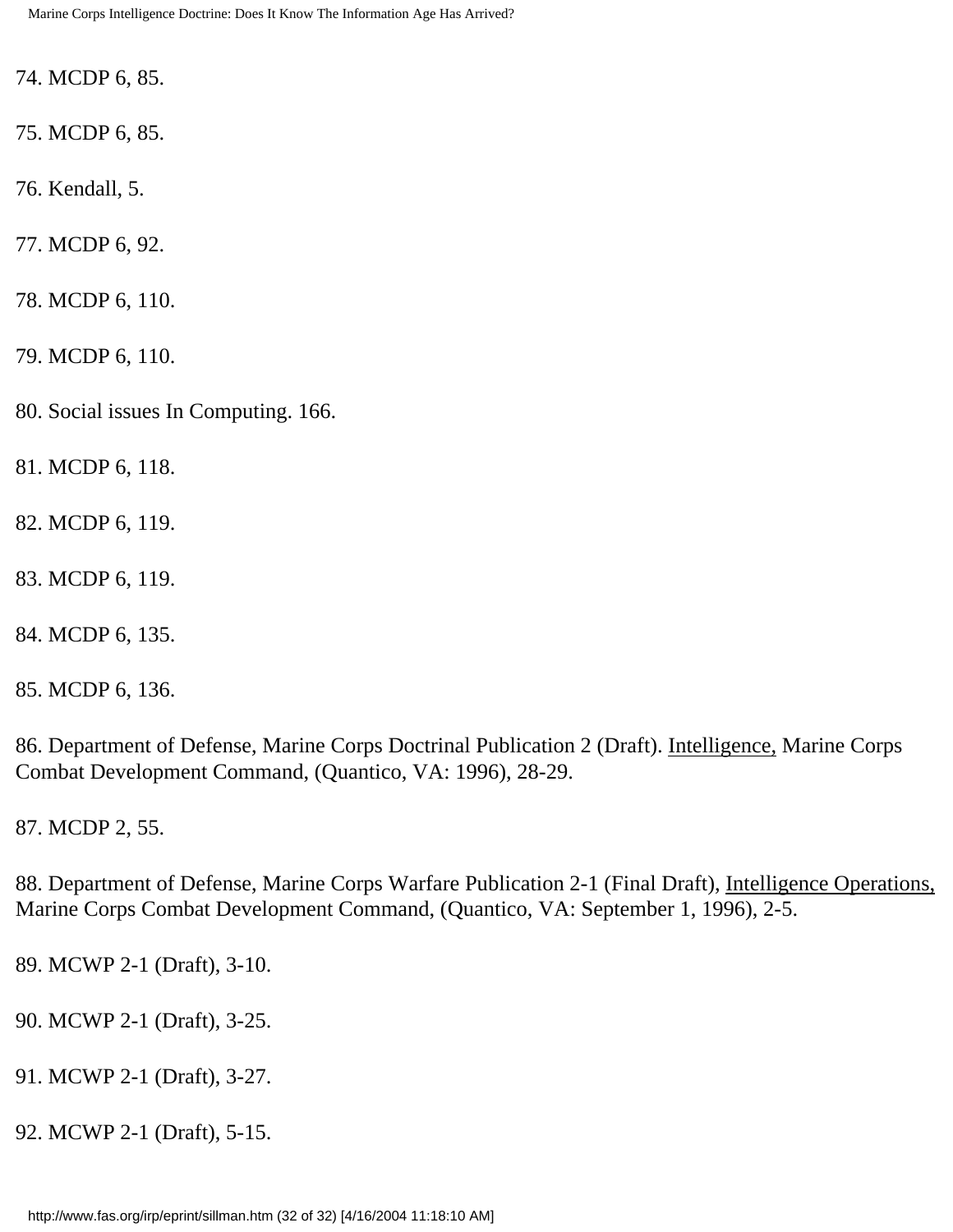74. MCDP 6, 85.

75. MCDP 6, 85.

76. Kendall, 5.

77. MCDP 6, 92.

78. MCDP 6, 110.

79. MCDP 6, 110.

80. Social issues In Computing. 166.

81. MCDP 6, 118.

82. MCDP 6, 119.

83. MCDP 6, 119.

84. MCDP 6, 135.

85. MCDP 6, 136.

86. Department of Defense, Marine Corps Doctrinal Publication 2 (Draft). Intelligence, Marine Corps Combat Development Command, (Quantico, VA: 1996), 28-29.

87. MCDP 2, 55.

88. Department of Defense, Marine Corps Warfare Publication 2-1 (Final Draft), Intelligence Operations, Marine Corps Combat Development Command, (Quantico, VA: September 1, 1996), 2-5.

89. MCWP 2-1 (Draft), 3-10.

90. MCWP 2-1 (Draft), 3-25.

91. MCWP 2-1 (Draft), 3-27.

92. MCWP 2-1 (Draft), 5-15.